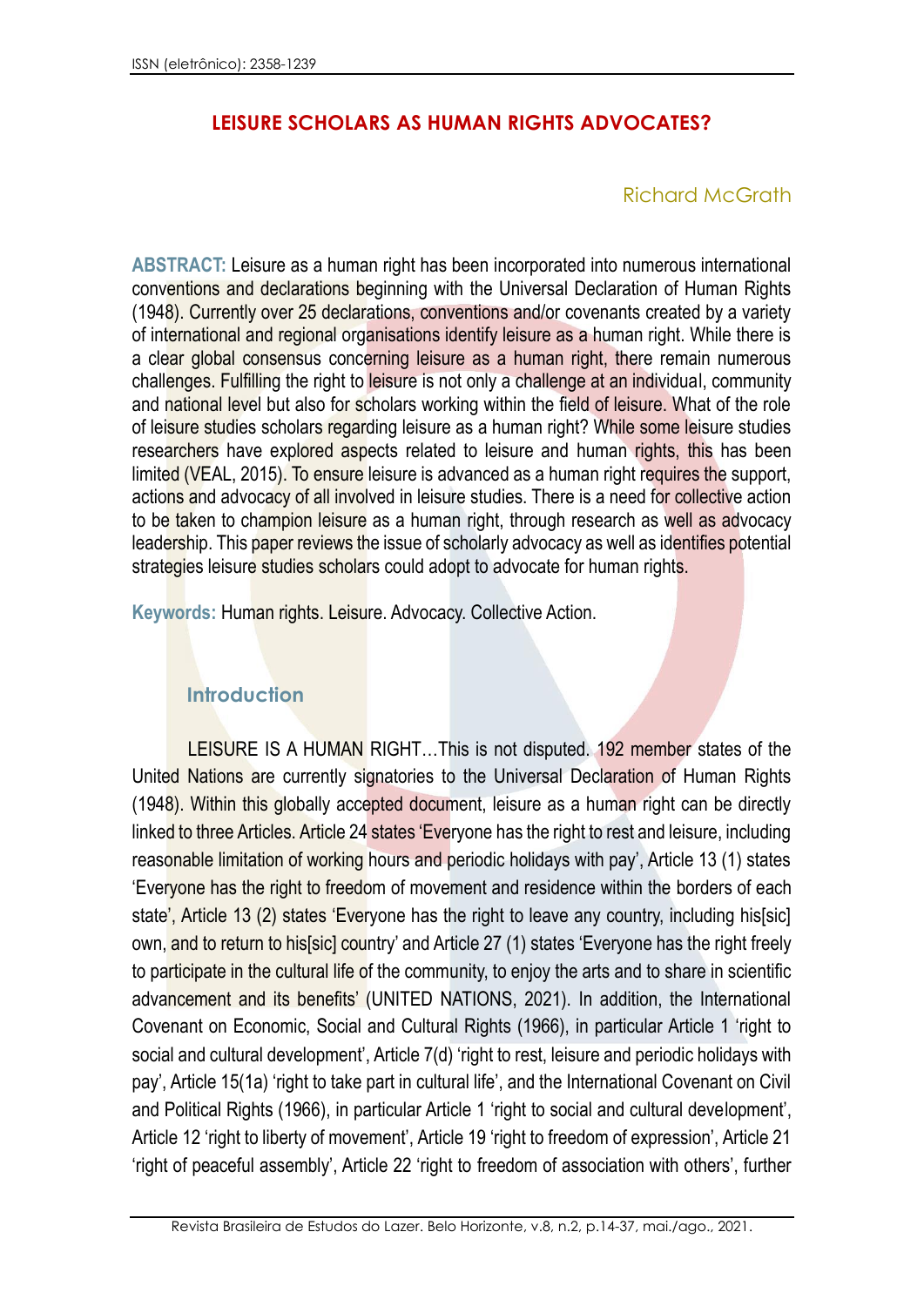# LEISURE SCHOLARS AS HUMAN RIGHTS ADVOCATES?

Richard McGrath

**ABSTRACT:** Leisure as a human right has been incorporated into numerous international conventions and declarations beginning with the Universal Declaration of Human Rights (1948). Currently over 25 declarations, conventions and/or covenants created by a variety of international and regional organisations identify leisure as a human right. While there is a clear global consensus concerning leisure as a human right, there remain numerous challenges. Fulfilling the right to leisure is not only a challenge at an individual, community and national level but also for scholars working within the field of leisure. What of the role of leisure studies scholars regarding leisure as a human right? While some leisure studies researchers have explored aspects related to leisure and human rights, this has been limited (VEAL, 2015). To ensure leisure is advanced as a human right requires the support, actions and advocacy of all involved in leisure studies. There is a need for collective action to be taken to champion leisure as a human right, through research as well as advocacy leadership. This paper reviews the issue of scholarly advocacy as well as identifies potential strategies leisure studies scholars could adopt to advocate for human rights.

**Keywords:** Human rights. Leisure. Advocacy. Collective Action.

## Introduction

LEISURE IS A HUMAN RIGHT…This is not disputed. 192 member states of the United Nations are currently signatories to the Universal Declaration of Human Rights (1948). Within this globally accepted document, leisure as a human right can be directly linked to three Articles. Article 24 states 'Everyone has the right to rest and leisure, including reasonable limitation of working hours and periodic holidays with pay', Article 13 (1) states 'Everyone has the right to freedom of movement and residence within the borders of each state', Article 13 (2) states 'Everyone has the right to leave any country, including his[sic] own, and to return to his[sic] country' and Article 27 (1) states 'Everyone has the right freely to participate in the cultural life of the community, to enjoy the arts and to share in scientific advancement and its benefits' (UNITED NATIONS, 2021). In addition, the International Covenant on Economic, Social and Cultural Rights (1966), in particular Article 1 'right to social and cultural development', Article 7(d) 'right to rest, leisure and periodic holidays with pay', Article 15(1a) 'right to take part in cultural life', and the International Covenant on Civil and Political Rights (1966), in particular Article 1 'right to social and cultural development', Article 12 'right to liberty of movement', Article 19 'right to freedom of expression', Article 21 'right of peaceful assembly', Article 22 'right to freedom of association with others', further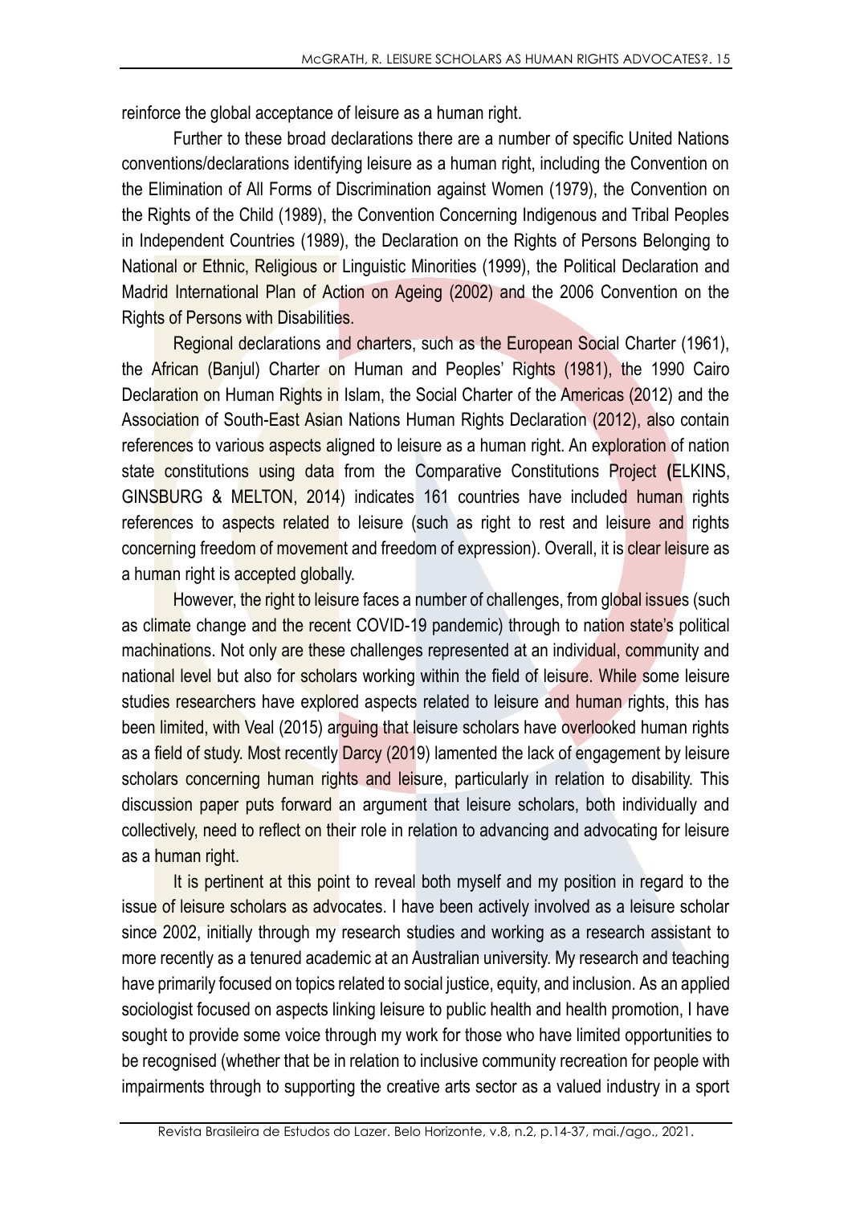reinforce the global acceptance of leisure as a human right.

Further to these broad declarations there are a number of specific United Nations conventions/declarations identifying leisure as a human right, including the Convention on the Elimination of All Forms of Discrimination against Women (1979), the Convention on the Rights of the Child (1989), the Convention Concerning Indigenous and Tribal Peoples in Independent Countries (1989), the Declaration on the Rights of Persons Belonging to National or Ethnic, Religious or Linguistic Minorities (1999), the Political Declaration and Madrid International Plan of Action on Ageing (2002) and the 2006 Convention on the Rights of Persons with Disabilities.

Regional declarations and charters, such as the European Social Charter (1961), the African (Banjul) Charter on Human and Peoples' Rights (1981), the 1990 Cairo Declaration on Human Rights in Islam, the Social Charter of the Americas (2012) and the Association of South-East Asian Nations Human Rights Declaration (2012), also contain references to various aspects aligned to leisure as a human right. An exploration of nation state constitutions using data from the Comparative Constitutions Project (ELKINS, GINSBURG & MELTON, 2014) indicates 161 countries have included human rights references to aspects related to leisure (such as right to rest and leisure and rights concerning freedom of movement and freedom of expression). Overall, it is clear leisure as a human right is accepted globally.

However, the right to leisure faces a number of challenges, from global issues (such as climate change and the recent COVID-19 pandemic) through to nation state's political machinations. Not only are these challenges represented at an individual, community and national level but also for scholars working within the field of leisure. While some leisure studies researchers have explored aspects related to leisure and human rights, this has been limited, with Veal (2015) arguing that leisure scholars have overlooked human rights as a field of study. Most recently Darcy (2019) lamented the lack of engagement by leisure scholars concerning human rights and leisure, particularly in relation to disability. This discussion paper puts forward an argument that leisure scholars, both individually and collectively, need to reflect on their role in relation to advancing and advocating for leisure as a human right.

It is pertinent at this point to reveal both myself and my position in regard to the issue of leisure scholars as advocates. I have been actively involved as a leisure scholar since 2002, initially through my research studies and working as a research assistant to more recently as a tenured academic at an Australian university. My research and teaching have primarily focused on topics related to social justice, equity, and inclusion. As an applied sociologist focused on aspects linking leisure to public health and health promotion, I have sought to provide some voice through my work for those who have limited opportunities to be recognised (whether that be in relation to inclusive community recreation for people with impairments through to supporting the creative arts sector as a valued industry in a sport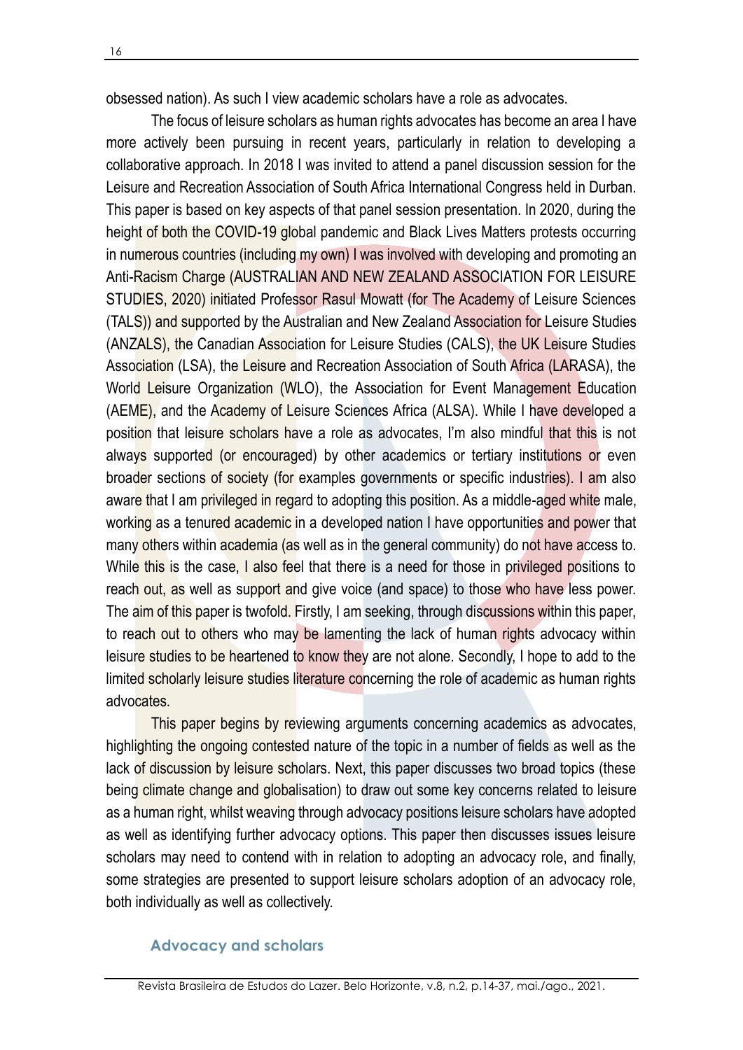obsessed nation). As such I view academic scholars have a role as advocates.

The focus of leisure scholars as human rights advocates has become an area I have more actively been pursuing in recent years, particularly in relation to developing a collaborative approach. In 2018 I was invited to attend a panel discussion session for the Leisure and Recreation Association of South Africa International Congress held in Durban. This paper is based on key aspects of that panel session presentation. In 2020, during the height of both the COVID-19 global pandemic and Black Lives Matters protests occurring in numerous countries (including my own) I was involved with developing and promoting an Anti-Racism Charge (AUSTRALIAN AND NEW ZEALAND ASSOCIATION FOR LEISURE STUDIES, 2020) initiated Professor Rasul Mowatt (for The Academy of Leisure Sciences (TALS)) and supported by the Australian and New Zealand Association for Leisure Studies (ANZALS), the Canadian Association for Leisure Studies (CALS), the UK Leisure Studies Association (LSA), the Leisure and Recreation Association of South Africa (LARASA), the World Leisure Organization (WLO), the Association for Event Management Education (AEME), and the Academy of Leisure Sciences Africa (ALSA). While I have developed a position that leisure scholars have a role as advocates, I'm also mindful that this is not always supported (or encouraged) by other academics or tertiary institutions or even broader sections of society (for examples governments or specific industries). I am also aware that I am privileged in regard to adopting this position. As a middle-aged white male, working as a tenured academic in a developed nation I have opportunities and power that many others within academia (as well as in the general community) do not have access to. While this is the case, I also feel that there is a need for those in privileged positions to reach out, as well as support and give voice (and space) to those who have less power. The aim of this paper is twofold. Firstly, I am seeking, through discussions within this paper, to reach out to others who may be lamenting the lack of human rights advocacy within leisure studies to be heartened to know they are not alone. Secondly, I hope to add to the limited scholarly leisure studies literature concerning the role of academic as human rights advocates.

This paper begins by reviewing arguments concerning academics as advocates, highlighting the ongoing contested nature of the topic in a number of fields as well as the lack of discussion by leisure scholars. Next, this paper discusses two broad topics (these being climate change and globalisation) to draw out some key concerns related to leisure as a human right, whilst weaving through advocacy positions leisure scholars have adopted as well as identifying further advocacy options. This paper then discusses issues leisure scholars may need to contend with in relation to adopting an advocacy role, and finally, some strategies are presented to support leisure scholars adoption of an advocacy role, both individually as well as collectively.

## Advocacy and scholars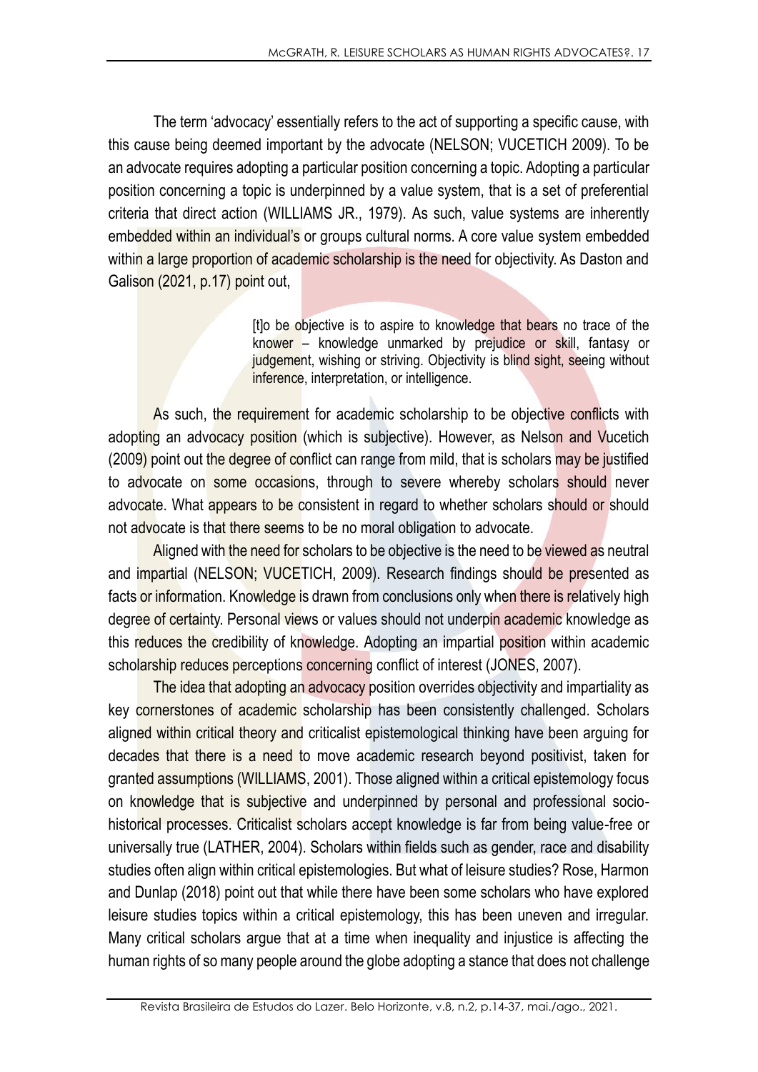The term 'advocacy' essentially refers to the act of supporting a specific cause, with this cause being deemed important by the advocate (NELSON; VUCETICH 2009). To be an advocate requires adopting a particular position concerning a topic. Adopting a particular position concerning a topic is underpinned by a value system, that is a set of preferential criteria that direct action (WILLIAMS JR., 1979). As such, value systems are inherently embedded within an individual's or groups cultural norms. A core value system embedded within a large proportion of academic scholarship is the need for objectivity. As Daston and Galison (2021, p.17) point out,

> [t]o be objective is to aspire to knowledge that bears no trace of the knower – knowledge unmarked by prejudice or skill, fantasy or judgement, wishing or striving. Objectivity is blind sight, seeing without inference, interpretation, or intelligence.

As such, the requirement for academic scholarship to be objective conflicts with adopting an advocacy position (which is subjective). However, as Nelson and Vucetich (2009) point out the degree of conflict can range from mild, that is scholars may be justified to advocate on some occasions, through to severe whereby scholars should never advocate. What appears to be consistent in regard to whether scholars should or should not advocate is that there seems to be no moral obligation to advocate.

Aligned with the need for scholars to be objective is the need to be viewed as neutral and impartial (NELSON; VUCETICH, 2009). Research findings should be presented as facts or information. Knowledge is drawn from conclusions only when there is relatively high degree of certainty. Personal views or values should not underpin academic knowledge as this reduces the credibility of knowledge. Adopting an impartial position within academic scholarship reduces perceptions concerning conflict of interest (JONES, 2007).

The idea that adopting an advocacy position overrides objectivity and impartiality as key cornerstones of academic scholarship has been consistently challenged. Scholars aligned within critical theory and criticalist epistemological thinking have been arguing for decades that there is a need to move academic research beyond positivist, taken for granted assumptions (WILLIAMS, 2001). Those aligned within a critical epistemology focus on knowledge that is subjective and underpinned by personal and professional socio-historical processes. Criticalist scholars accept knowledge is far from being value-free or universally true (LATHER, 2004). Scholars within fields such as gender, race and disability studies often align within critical epistemologies. But what of leisure studies? Rose, Harmon and Dunlap (2018) point out that while there have been some scholars who have explored leisure studies topics within a critical epistemology, this has been uneven and irregular. Many critical scholars argue that at a time when inequality and injustice is affecting the human rights of so many people around the globe adopting a stance that does not challenge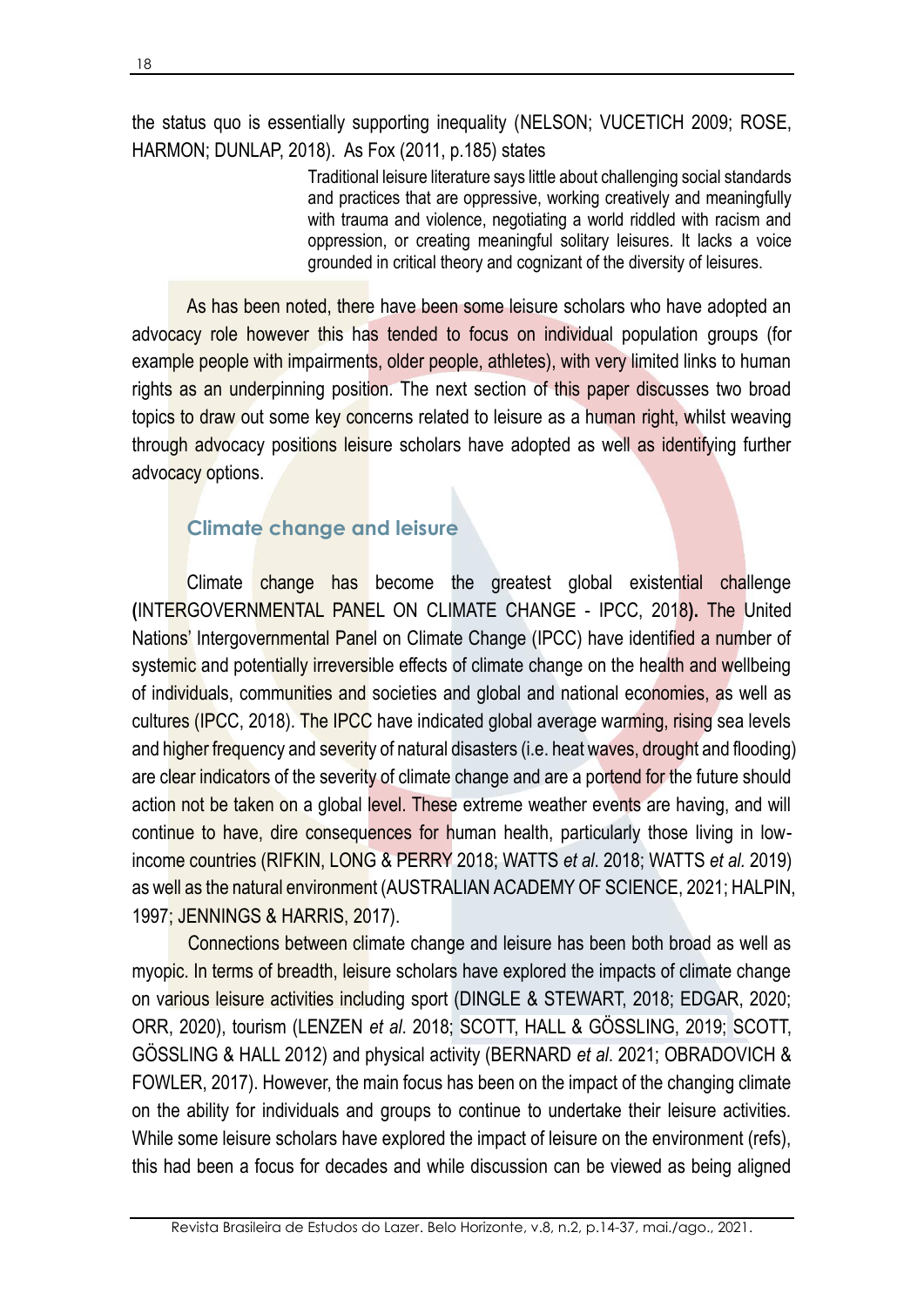the status quo is essentially supporting inequality (NELSON; VUCETICH 2009; ROSE, HARMON; DUNLAP, 2018). As Fox (2011, p.185) states

> Traditional leisure literature says little about challenging social standards and practices that are oppressive, working creatively and meaningfully with trauma and violence, negotiating a world riddled with racism and oppression, or creating meaningful solitary leisures. It lacks a voice grounded in critical theory and cognizant of the diversity of leisures.

As has been noted, there have been some leisure scholars who have adopted an advocacy role however this has tended to focus on individual population groups (for example people with impairments, older people, athletes), with very limited links to human rights as an underpinning position. The next section of this paper discusses two broad topics to draw out some key concerns related to leisure as a human right, whilst weaving through advocacy positions leisure scholars have adopted as well as identifying further advocacy options.

## Climate change and leisure

Climate change has become the greatest global existential challenge **(**INTERGOVERNMENTAL PANEL ON CLIMATE CHANGE - IPCC, 2018**).** The United Nations' Intergovernmental Panel on Climate Change (IPCC) have identified a number of systemic and potentially irreversible effects of climate change on the health and wellbeing of individuals, communities and societies and global and national economies, as well as cultures (IPCC, 2018). The IPCC have indicated global average warming, rising sea levels and higher frequency and severity of natural disasters (i.e. heat waves, drought and flooding) are clear indicators of the severity of climate change and are a portend for the future should action not be taken on a global level. These extreme weather events are having, and will continue to have, dire consequences for human health, particularly those living in low-income countries (RIFKIN, LONG & PERRY 2018; WATTS *et al.* 2018; WATTS *et al.* 2019) as well as the natural environment (AUSTRALIAN ACADEMY OF SCIENCE, 2021; HALPIN, 1997; JENNINGS & HARRIS, 2017).

Connections between climate change and leisure has been both broad as well as myopic. In terms of breadth, leisure scholars have explored the impacts of climate change on various leisure activities including sport (DINGLE & STEWART, 2018; EDGAR, 2020; ORR, 2020), tourism (LENZEN *et al.* 2018; SCOTT, HALL & GÖSSLING, 2019; SCOTT, GÖSSLING & HALL 2012) and physical activity (BERNARD *et al.* 2021; OBRADOVICH & FOWLER, 2017). However, the main focus has been on the impact of the changing climate on the ability for individuals and groups to continue to undertake their leisure activities. While some leisure scholars have explored the impact of leisure on the environment (refs), this had been a focus for decades and while discussion can be viewed as being aligned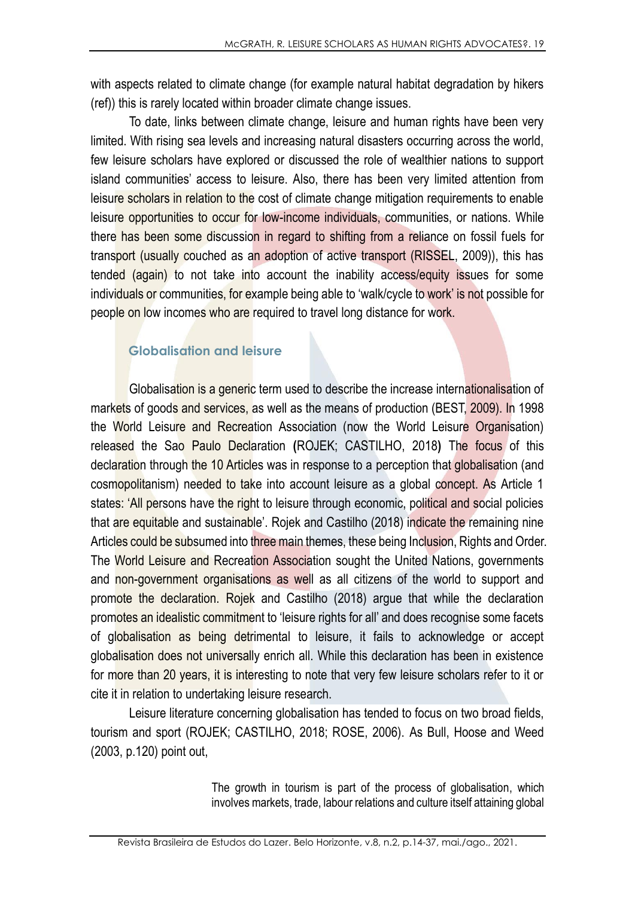with aspects related to climate change (for example natural habitat degradation by hikers (ref)) this is rarely located within broader climate change issues.

To date, links between climate change, leisure and human rights have been very limited. With rising sea levels and increasing natural disasters occurring across the world, few leisure scholars have explored or discussed the role of wealthier nations to support island communities' access to leisure. Also, there has been very limited attention from leisure scholars in relation to the cost of climate change mitigation requirements to enable leisure opportunities to occur for low-income individuals, communities, or nations. While there has been some discussion in regard to shifting from a reliance on fossil fuels for transport (usually couched as an adoption of active transport (RISSEL, 2009)), this has tended (again) to not take into account the inability access/equity issues for some individuals or communities, for example being able to 'walk/cycle to work' is not possible for people on low incomes who are required to travel long distance for work.

## Globalisation and leisure

Globalisation is a generic term used to describe the increase internationalisation of markets of goods and services, as well as the means of production (BEST, 2009). In 1998 the World Leisure and Recreation Association (now the World Leisure Organisation) released the Sao Paulo Declaration (ROJEK; CASTILHO, 2018) The focus of this declaration through the 10 Articles was in response to a perception that globalisation (and cosmopolitanism) needed to take into account leisure as a global concept. As Article 1 states: 'All persons have the right to leisure through economic, political and social policies that are equitable and sustainable'. Rojek and Castilho (2018) indicate the remaining nine Articles could be subsumed into three main themes, these being Inclusion, Rights and Order. The World Leisure and Recreation Association sought the United Nations, governments and non-government organisations as well as all citizens of the world to support and promote the declaration. Rojek and Castilho (2018) argue that while the declaration promotes an idealistic commitment to 'leisure rights for all' and does recognise some facets of globalisation as being detrimental to leisure, it fails to acknowledge or accept globalisation does not universally enrich all. While this declaration has been in existence for more than 20 years, it is interesting to note that very few leisure scholars refer to it or cite it in relation to undertaking leisure research.

Leisure literature concerning globalisation has tended to focus on two broad fields, tourism and sport (ROJEK; CASTILHO, 2018; ROSE, 2006). As Bull, Hoose and Weed (2003, p.120) point out,

> The growth in tourism is part of the process of globalisation, which involves markets, trade, labour relations and culture itself attaining global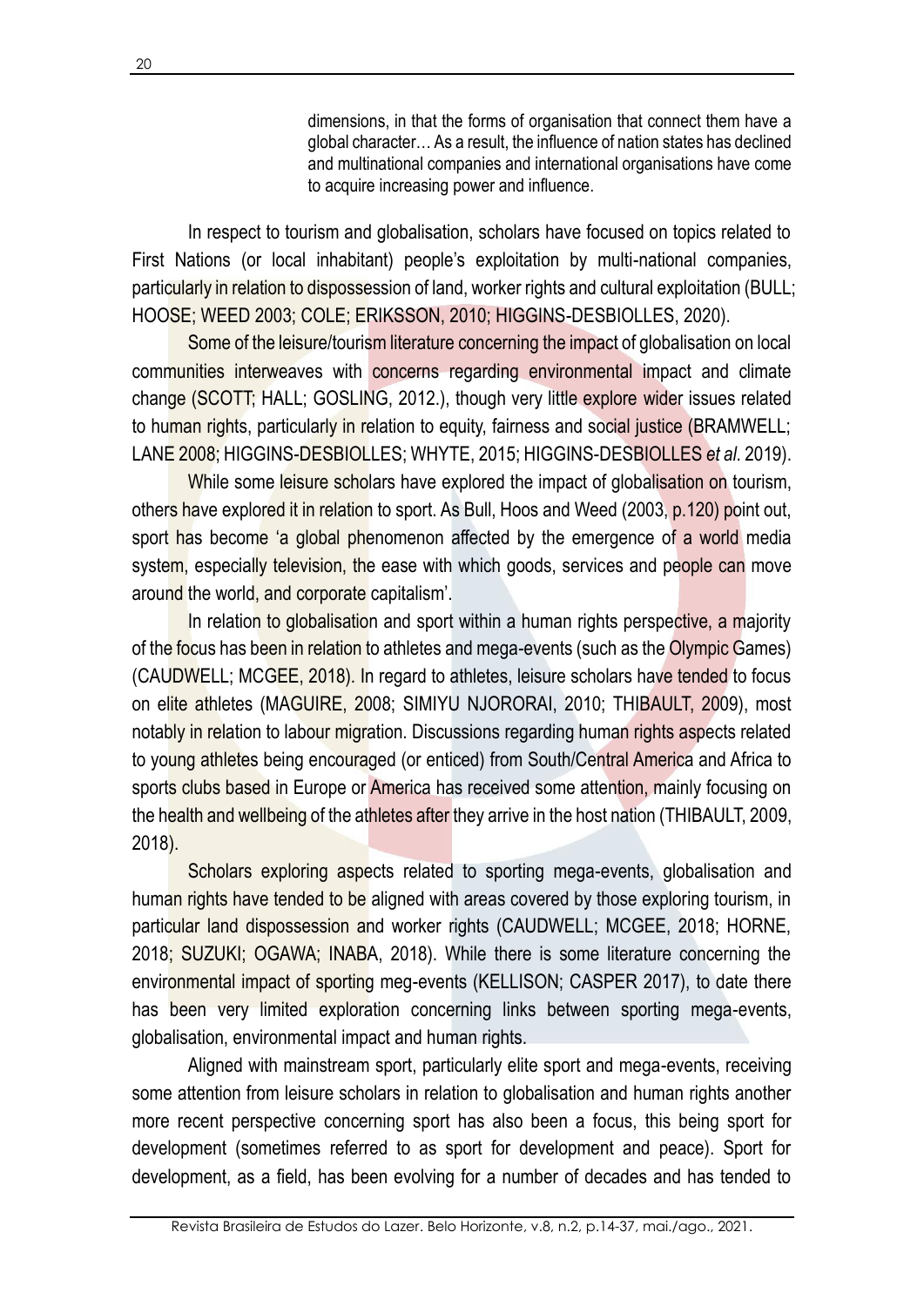> dimensions, in that the forms of organisation that connect them have a global character… As a result, the influence of nation states has declined and multinational companies and international organisations have come to acquire increasing power and influence.

In respect to tourism and globalisation, scholars have focused on topics related to First Nations (or local inhabitant) people's exploitation by multi-national companies, particularly in relation to dispossession of land, worker rights and cultural exploitation (BULL; HOOSE; WEED 2003; COLE; ERIKSSON, 2010; HIGGINS-DESBIOLLES, 2020).

Some of the leisure/tourism literature concerning the impact of globalisation on local communities interweaves with concerns regarding environmental impact and climate change (SCOTT; HALL; GOSLING, 2012.), though very little explore wider issues related to human rights, particularly in relation to equity, fairness and social justice (BRAMWELL; LANE 2008; HIGGINS-DESBIOLLES; WHYTE, 2015; HIGGINS-DESBIOLLES *et al*. 2019).

While some leisure scholars have explored the impact of globalisation on tourism, others have explored it in relation to sport. As Bull, Hoos and Weed (2003, p.120) point out, sport has become 'a global phenomenon affected by the emergence of a world media system, especially television, the ease with which goods, services and people can move around the world, and corporate capitalism'.

In relation to globalisation and sport within a human rights perspective, a majority of the focus has been in relation to athletes and mega-events (such as the Olympic Games) (CAUDWELL; MCGEE, 2018). In regard to athletes, leisure scholars have tended to focus on elite athletes (MAGUIRE, 2008; SIMIYU NJORORAI, 2010; THIBAULT, 2009), most notably in relation to labour migration. Discussions regarding human rights aspects related to young athletes being encouraged (or enticed) from South/Central America and Africa to sports clubs based in Europe or America has received some attention, mainly focusing on the health and wellbeing of the athletes after they arrive in the host nation (THIBAULT, 2009, 2018).

Scholars exploring aspects related to sporting mega-events, globalisation and human rights have tended to be aligned with areas covered by those exploring tourism, in particular land dispossession and worker rights (CAUDWELL; MCGEE, 2018; HORNE, 2018; SUZUKI; OGAWA; INABA, 2018). While there is some literature concerning the environmental impact of sporting meg-events (KELLISON; CASPER 2017), to date there has been very limited exploration concerning links between sporting mega-events, globalisation, environmental impact and human rights.

Aligned with mainstream sport, particularly elite sport and mega-events, receiving some attention from leisure scholars in relation to globalisation and human rights another more recent perspective concerning sport has also been a focus, this being sport for development (sometimes referred to as sport for development and peace). Sport for development, as a field, has been evolving for a number of decades and has tended to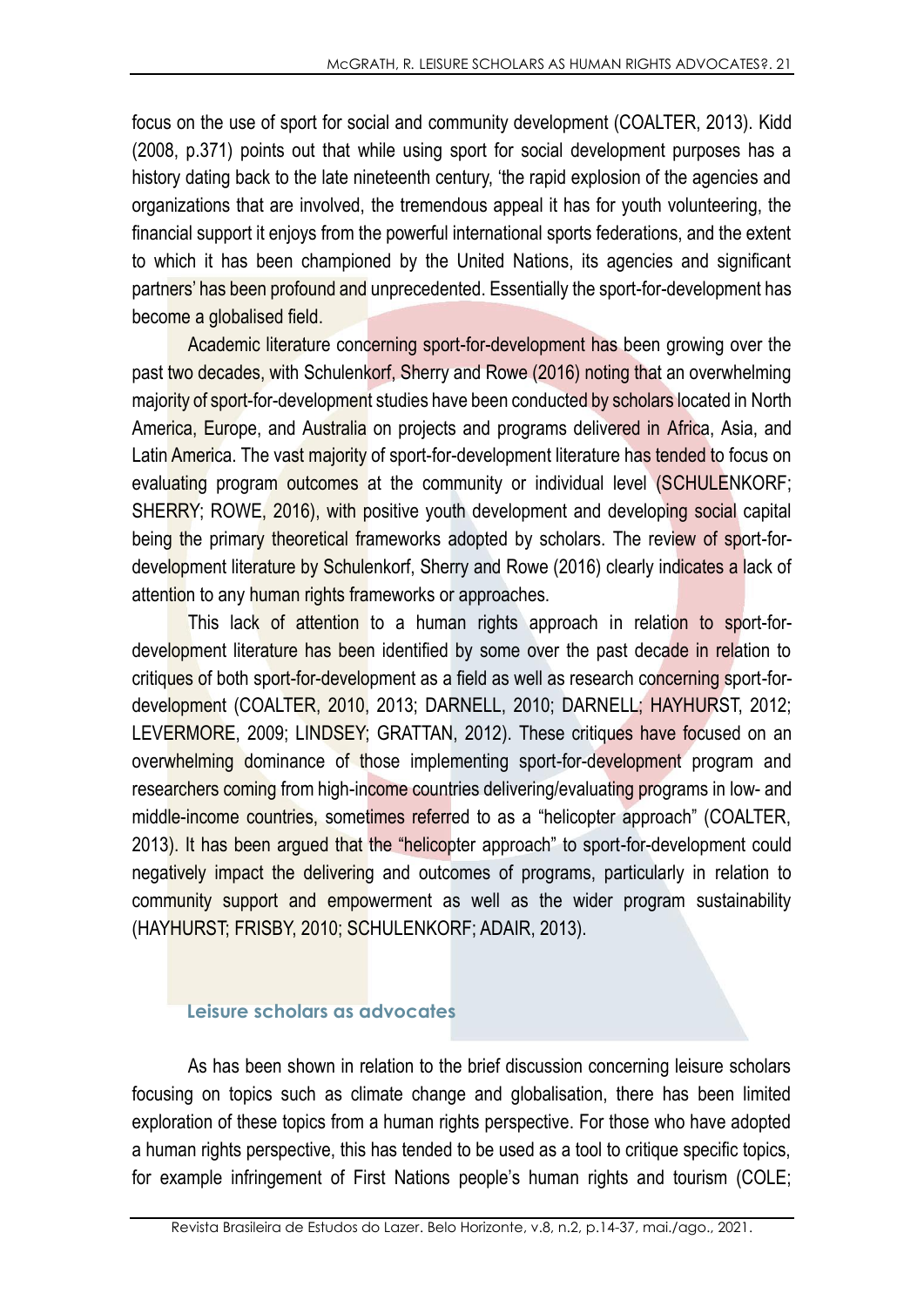focus on the use of sport for social and community development (COALTER, 2013). Kidd (2008, p.371) points out that while using sport for social development purposes has a history dating back to the late nineteenth century, 'the rapid explosion of the agencies and organizations that are involved, the tremendous appeal it has for youth volunteering, the financial support it enjoys from the powerful international sports federations, and the extent to which it has been championed by the United Nations, its agencies and significant partners' has been profound and unprecedented. Essentially the sport-for-development has become a globalised field.

Academic literature concerning sport-for-development has been growing over the past two decades, with Schulenkorf, Sherry and Rowe (2016) noting that an overwhelming majority of sport-for-development studies have been conducted by scholars located in North America, Europe, and Australia on projects and programs delivered in Africa, Asia, and Latin America. The vast majority of sport-for-development literature has tended to focus on evaluating program outcomes at the community or individual level (SCHULENKORF; SHERRY; ROWE, 2016), with positive youth development and developing social capital being the primary theoretical frameworks adopted by scholars. The review of sport-for-development literature by Schulenkorf, Sherry and Rowe (2016) clearly indicates a lack of attention to any human rights frameworks or approaches.

This lack of attention to a human rights approach in relation to sport-for-development literature has been identified by some over the past decade in relation to critiques of both sport-for-development as a field as well as research concerning sport-for-development (COALTER, 2010, 2013; DARNELL, 2010; DARNELL; HAYHURST, 2012; LEVERMORE, 2009; LINDSEY; GRATTAN, 2012). These critiques have focused on an overwhelming dominance of those implementing sport-for-development program and researchers coming from high-income countries delivering/evaluating programs in low- and middle-income countries, sometimes referred to as a "helicopter approach" (COALTER, 2013). It has been argued that the "helicopter approach" to sport-for-development could negatively impact the delivering and outcomes of programs, particularly in relation to community support and empowerment as well as the wider program sustainability (HAYHURST; FRISBY, 2010; SCHULENKORF; ADAIR, 2013).

## Leisure scholars as advocates

As has been shown in relation to the brief discussion concerning leisure scholars focusing on topics such as climate change and globalisation, there has been limited exploration of these topics from a human rights perspective. For those who have adopted a human rights perspective, this has tended to be used as a tool to critique specific topics, for example infringement of First Nations people's human rights and tourism (COLE;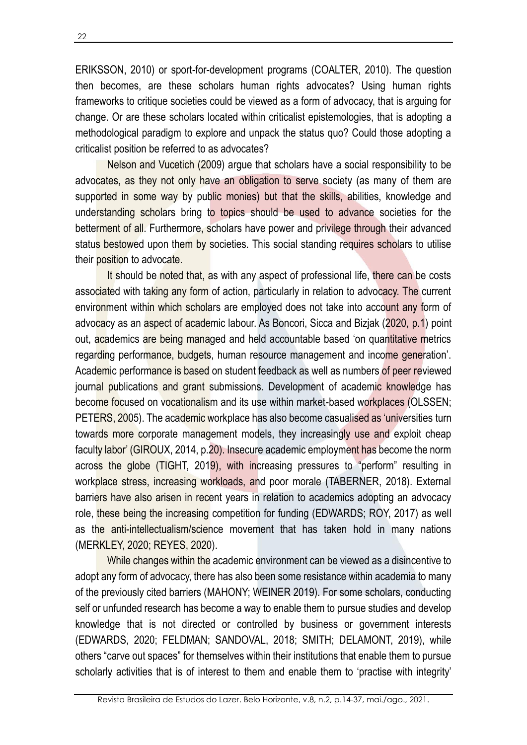ERIKSSON, 2010) or sport-for-development programs (COALTER, 2010). The question then becomes, are these scholars human rights advocates? Using human rights frameworks to critique societies could be viewed as a form of advocacy, that is arguing for change. Or are these scholars located within criticalist epistemologies, that is adopting a methodological paradigm to explore and unpack the status quo? Could those adopting a criticalist position be referred to as advocates?

Nelson and Vucetich (2009) argue that scholars have a social responsibility to be advocates, as they not only have an obligation to serve society (as many of them are supported in some way by public monies) but that the skills, abilities, knowledge and understanding scholars bring to topics should be used to advance societies for the betterment of all. Furthermore, scholars have power and privilege through their advanced status bestowed upon them by societies. This social standing requires scholars to utilise their position to advocate.

It should be noted that, as with any aspect of professional life, there can be costs associated with taking any form of action, particularly in relation to advocacy. The current environment within which scholars are employed does not take into account any form of advocacy as an aspect of academic labour. As Boncori, Sicca and Bizjak (2020, p.1) point out, academics are being managed and held accountable based 'on quantitative metrics regarding performance, budgets, human resource management and income generation'. Academic performance is based on student feedback as well as numbers of peer reviewed journal publications and grant submissions. Development of academic knowledge has become focused on vocationalism and its use within market-based workplaces (OLSSEN; PETERS, 2005). The academic workplace has also become casualised as 'universities turn towards more corporate management models, they increasingly use and exploit cheap faculty labor' (GIROUX, 2014, p.20). Insecure academic employment has become the norm across the globe (TIGHT, 2019), with increasing pressures to "perform" resulting in workplace stress, increasing workloads, and poor morale (TABERNER, 2018). External barriers have also arisen in recent years in relation to academics adopting an advocacy role, these being the increasing competition for funding (EDWARDS; ROY, 2017) as well as the anti-intellectualism/science movement that has taken hold in many nations (MERKLEY, 2020; REYES, 2020).

While changes within the academic environment can be viewed as a disincentive to adopt any form of advocacy, there has also been some resistance within academia to many of the previously cited barriers (MAHONY; WEINER 2019). For some scholars, conducting self or unfunded research has become a way to enable them to pursue studies and develop knowledge that is not directed or controlled by business or government interests (EDWARDS, 2020; FELDMAN; SANDOVAL, 2018; SMITH; DELAMONT, 2019), while others "carve out spaces" for themselves within their institutions that enable them to pursue scholarly activities that is of interest to them and enable them to 'practise with integrity'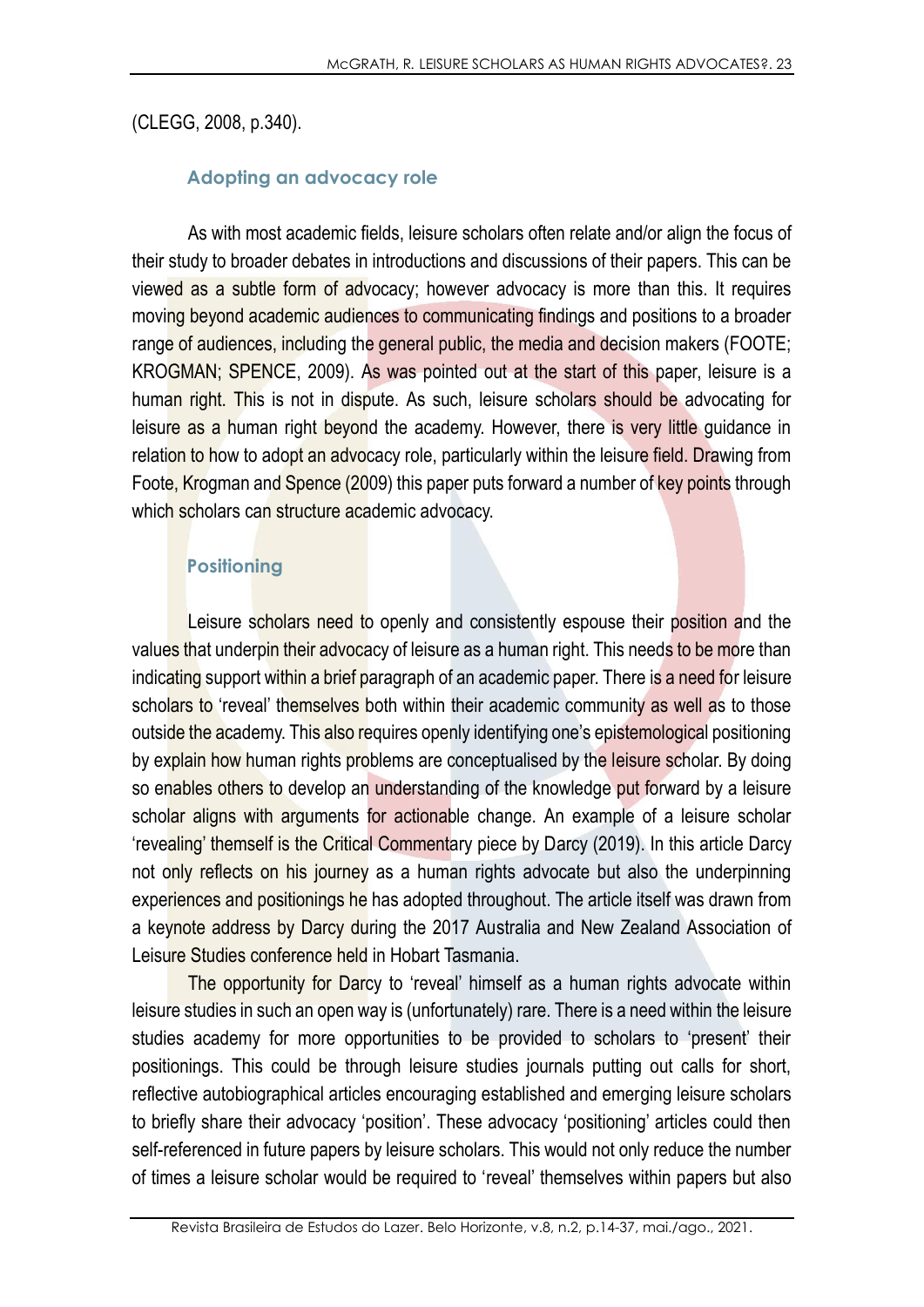(CLEGG, 2008, p.340).

### Adopting an advocacy role

As with most academic fields, leisure scholars often relate and/or align the focus of their study to broader debates in introductions and discussions of their papers. This can be viewed as a subtle form of advocacy; however advocacy is more than this. It requires moving beyond academic audiences to communicating findings and positions to a broader range of audiences, including the general public, the media and decision makers (FOOTE; KROGMAN; SPENCE, 2009). As was pointed out at the start of this paper, leisure is a human right. This is not in dispute. As such, leisure scholars should be advocating for leisure as a human right beyond the academy. However, there is very little guidance in relation to how to adopt an advocacy role, particularly within the leisure field. Drawing from Foote, Krogman and Spence (2009) this paper puts forward a number of key points through which scholars can structure academic advocacy.

### Positioning

Leisure scholars need to openly and consistently espouse their position and the values that underpin their advocacy of leisure as a human right. This needs to be more than indicating support within a brief paragraph of an academic paper. There is a need for leisure scholars to 'reveal' themselves both within their academic community as well as to those outside the academy. This also requires openly identifying one's epistemological positioning by explain how human rights problems are conceptualised by the leisure scholar. By doing so enables others to develop an understanding of the knowledge put forward by a leisure scholar aligns with arguments for actionable change. An example of a leisure scholar 'revealing' themself is the Critical Commentary piece by Darcy (2019). In this article Darcy not only reflects on his journey as a human rights advocate but also the underpinning experiences and positionings he has adopted throughout. The article itself was drawn from a keynote address by Darcy during the 2017 Australia and New Zealand Association of Leisure Studies conference held in Hobart Tasmania.

The opportunity for Darcy to 'reveal' himself as a human rights advocate within leisure studies in such an open way is (unfortunately) rare. There is a need within the leisure studies academy for more opportunities to be provided to scholars to 'present' their positionings. This could be through leisure studies journals putting out calls for short, reflective autobiographical articles encouraging established and emerging leisure scholars to briefly share their advocacy 'position'. These advocacy 'positioning' articles could then self-referenced in future papers by leisure scholars. This would not only reduce the number of times a leisure scholar would be required to 'reveal' themselves within papers but also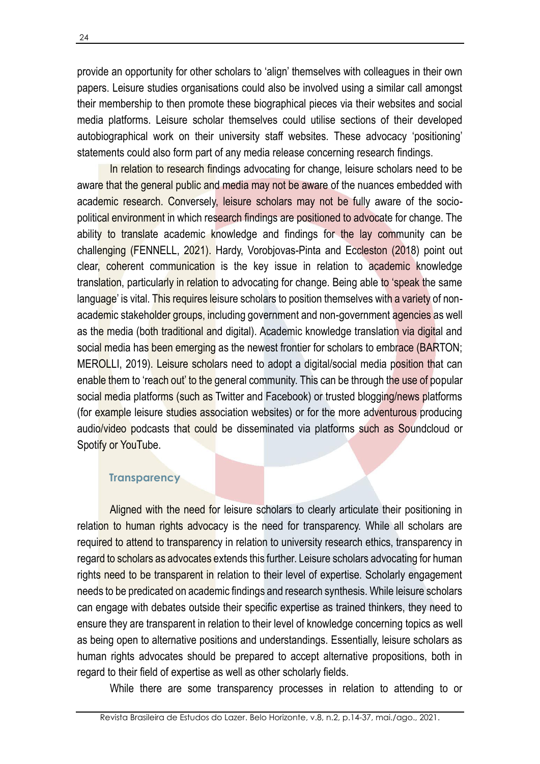provide an opportunity for other scholars to 'align' themselves with colleagues in their own papers. Leisure studies organisations could also be involved using a similar call amongst their membership to then promote these biographical pieces via their websites and social media platforms. Leisure scholar themselves could utilise sections of their developed autobiographical work on their university staff websites. These advocacy 'positioning' statements could also form part of any media release concerning research findings.

In relation to research findings advocating for change, leisure scholars need to be aware that the general public and media may not be aware of the nuances embedded with academic research. Conversely, leisure scholars may not be fully aware of the socio-political environment in which research findings are positioned to advocate for change. The ability to translate academic knowledge and findings for the lay community can be challenging (FENNELL, 2021). Hardy, Vorobjovas-Pinta and Eccleston (2018) point out clear, coherent communication is the key issue in relation to academic knowledge translation, particularly in relation to advocating for change. Being able to 'speak the same language' is vital. This requires leisure scholars to position themselves with a variety of non-academic stakeholder groups, including government and non-government agencies as well as the media (both traditional and digital). Academic knowledge translation via digital and social media has been emerging as the newest frontier for scholars to embrace (BARTON; MEROLLI, 2019). Leisure scholars need to adopt a digital/social media position that can enable them to 'reach out' to the general community. This can be through the use of popular social media platforms (such as Twitter and Facebook) or trusted blogging/news platforms (for example leisure studies association websites) or for the more adventurous producing audio/video podcasts that could be disseminated via platforms such as Soundcloud or Spotify or YouTube.

### Transparency

Aligned with the need for leisure scholars to clearly articulate their positioning in relation to human rights advocacy is the need for transparency. While all scholars are required to attend to transparency in relation to university research ethics, transparency in regard to scholars as advocates extends this further. Leisure scholars advocating for human rights need to be transparent in relation to their level of expertise. Scholarly engagement needs to be predicated on academic findings and research synthesis. While leisure scholars can engage with debates outside their specific expertise as trained thinkers, they need to ensure they are transparent in relation to their level of knowledge concerning topics as well as being open to alternative positions and understandings. Essentially, leisure scholars as human rights advocates should be prepared to accept alternative propositions, both in regard to their field of expertise as well as other scholarly fields.

While there are some transparency processes in relation to attending to or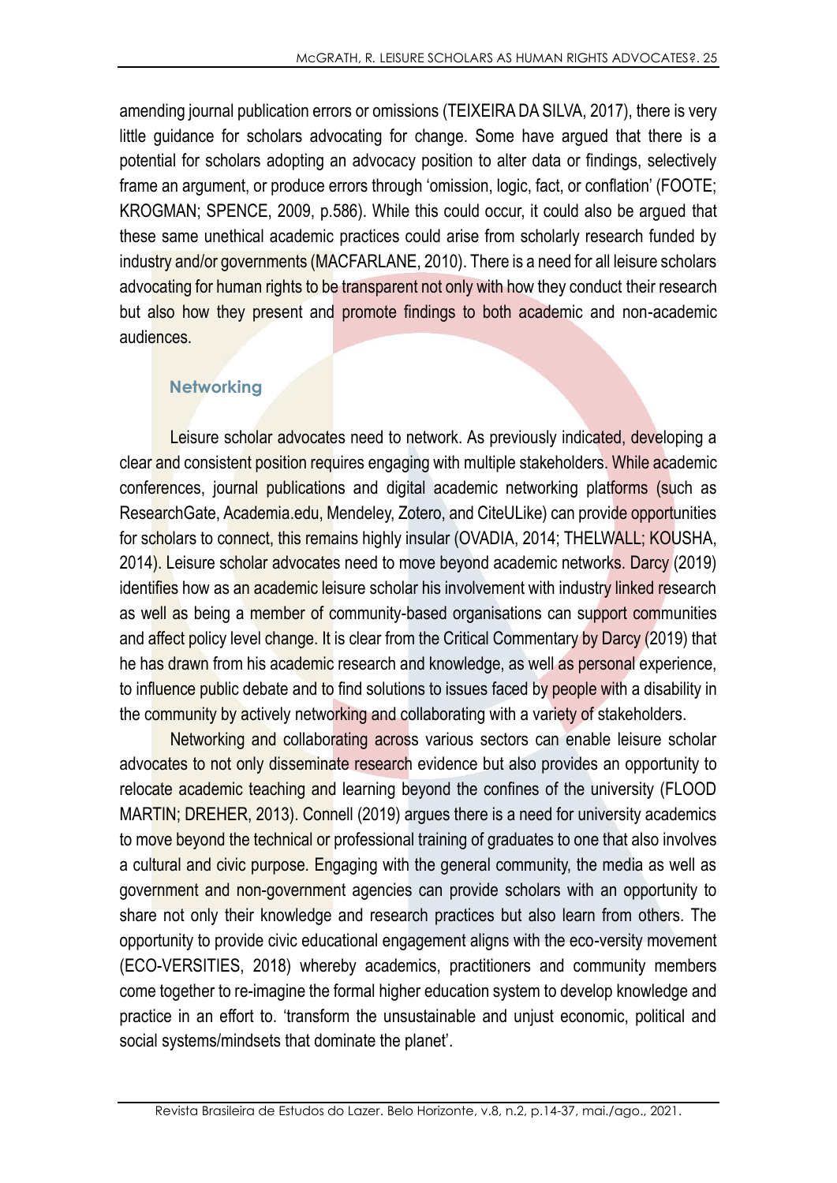amending journal publication errors or omissions (TEIXEIRA DA SILVA, 2017), there is very little guidance for scholars advocating for change. Some have argued that there is a potential for scholars adopting an advocacy position to alter data or findings, selectively frame an argument, or produce errors through 'omission, logic, fact, or conflation' (FOOTE; KROGMAN; SPENCE, 2009, p.586). While this could occur, it could also be argued that these same unethical academic practices could arise from scholarly research funded by industry and/or governments (MACFARLANE, 2010). There is a need for all leisure scholars advocating for human rights to be transparent not only with how they conduct their research but also how they present and promote findings to both academic and non-academic audiences.

### Networking

Leisure scholar advocates need to network. As previously indicated, developing a clear and consistent position requires engaging with multiple stakeholders. While academic conferences, journal publications and digital academic networking platforms (such as ResearchGate, Academia.edu, Mendeley, Zotero, and CiteULike) can provide opportunities for scholars to connect, this remains highly insular (OVADIA, 2014; THELWALL; KOUSHA, 2014). Leisure scholar advocates need to move beyond academic networks. Darcy (2019) identifies how as an academic leisure scholar his involvement with industry linked research as well as being a member of community-based organisations can support communities and affect policy level change. It is clear from the Critical Commentary by Darcy (2019) that he has drawn from his academic research and knowledge, as well as personal experience, to influence public debate and to find solutions to issues faced by people with a disability in the community by actively networking and collaborating with a variety of stakeholders.

Networking and collaborating across various sectors can enable leisure scholar advocates to not only disseminate research evidence but also provides an opportunity to relocate academic teaching and learning beyond the confines of the university (FLOOD MARTIN; DREHER, 2013). Connell (2019) argues there is a need for university academics to move beyond the technical or professional training of graduates to one that also involves a cultural and civic purpose. Engaging with the general community, the media as well as government and non-government agencies can provide scholars with an opportunity to share not only their knowledge and research practices but also learn from others. The opportunity to provide civic educational engagement aligns with the eco-versity movement (ECO-VERSITIES, 2018) whereby academics, practitioners and community members come together to re-imagine the formal higher education system to develop knowledge and practice in an effort to. 'transform the unsustainable and unjust economic, political and social systems/mindsets that dominate the planet'.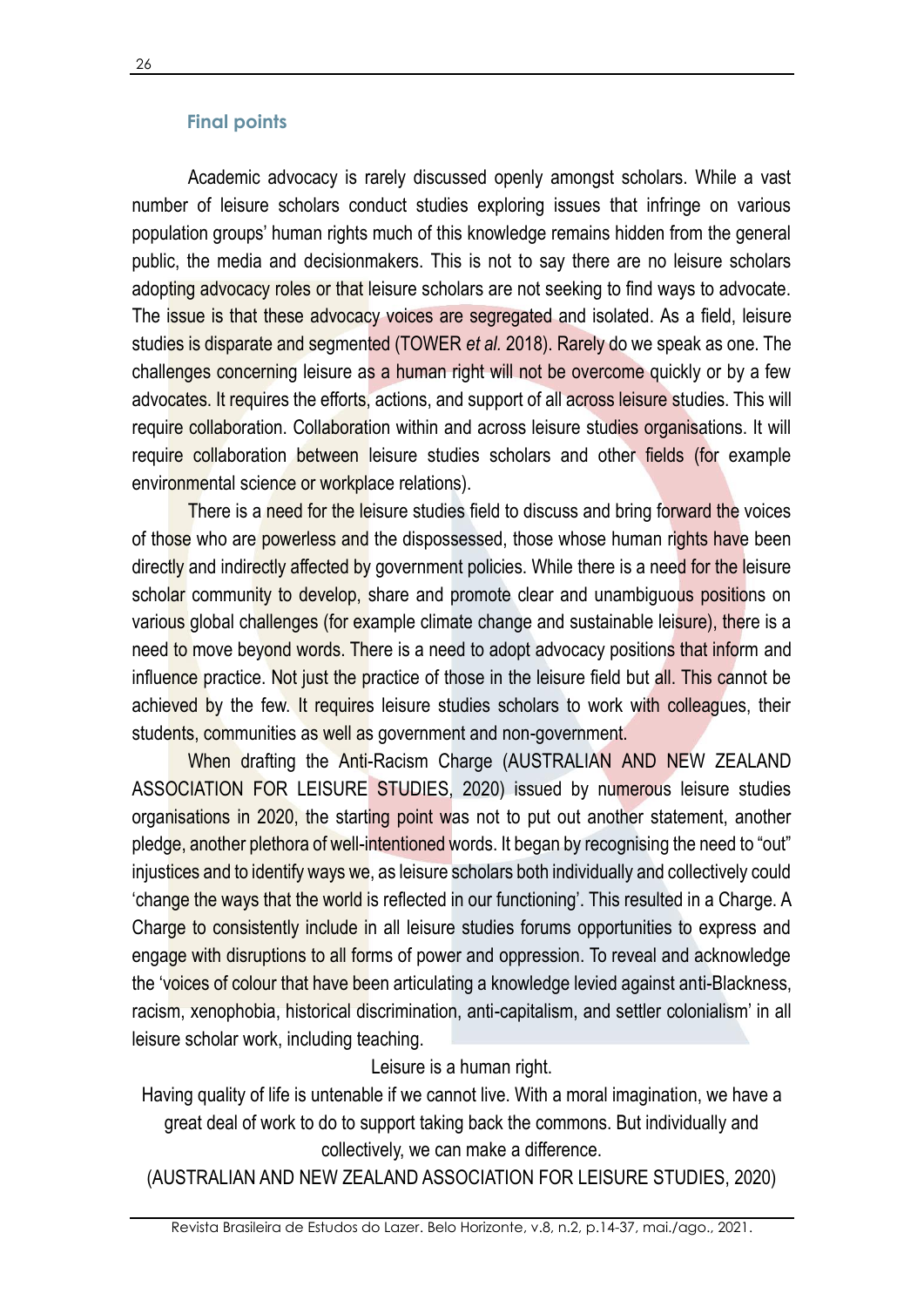### Final points

Academic advocacy is rarely discussed openly amongst scholars. While a vast number of leisure scholars conduct studies exploring issues that infringe on various population groups' human rights much of this knowledge remains hidden from the general public, the media and decisionmakers. This is not to say there are no leisure scholars adopting advocacy roles or that leisure scholars are not seeking to find ways to advocate. The issue is that these advocacy voices are segregated and isolated. As a field, leisure studies is disparate and segmented (TOWER *et al.* 2018). Rarely do we speak as one. The challenges concerning leisure as a human right will not be overcome quickly or by a few advocates. It requires the efforts, actions, and support of all across leisure studies. This will require collaboration. Collaboration within and across leisure studies organisations. It will require collaboration between leisure studies scholars and other fields (for example environmental science or workplace relations).

There is a need for the leisure studies field to discuss and bring forward the voices of those who are powerless and the dispossessed, those whose human rights have been directly and indirectly affected by government policies. While there is a need for the leisure scholar community to develop, share and promote clear and unambiguous positions on various global challenges (for example climate change and sustainable leisure), there is a need to move beyond words. There is a need to adopt advocacy positions that inform and influence practice. Not just the practice of those in the leisure field but all. This cannot be achieved by the few. It requires leisure studies scholars to work with colleagues, their students, communities as well as government and non-government.

When drafting the Anti-Racism Charge (AUSTRALIAN AND NEW ZEALAND ASSOCIATION FOR LEISURE STUDIES, 2020) issued by numerous leisure studies organisations in 2020, the starting point was not to put out another statement, another pledge, another plethora of well-intentioned words. It began by recognising the need to "out" injustices and to identify ways we, as leisure scholars both individually and collectively could 'change the ways that the world is reflected in our functioning'. This resulted in a Charge. A Charge to consistently include in all leisure studies forums opportunities to express and engage with disruptions to all forms of power and oppression. To reveal and acknowledge the 'voices of colour that have been articulating a knowledge levied against anti-Blackness, racism, xenophobia, historical discrimination, anti-capitalism, and settler colonialism' in all leisure scholar work, including teaching.

> Leisure is a human right.
>
> Having quality of life is untenable if we cannot live. With a moral imagination, we have a great deal of work to do to support taking back the commons. But individually and collectively, we can make a difference.
>
> (AUSTRALIAN AND NEW ZEALAND ASSOCIATION FOR LEISURE STUDIES, 2020)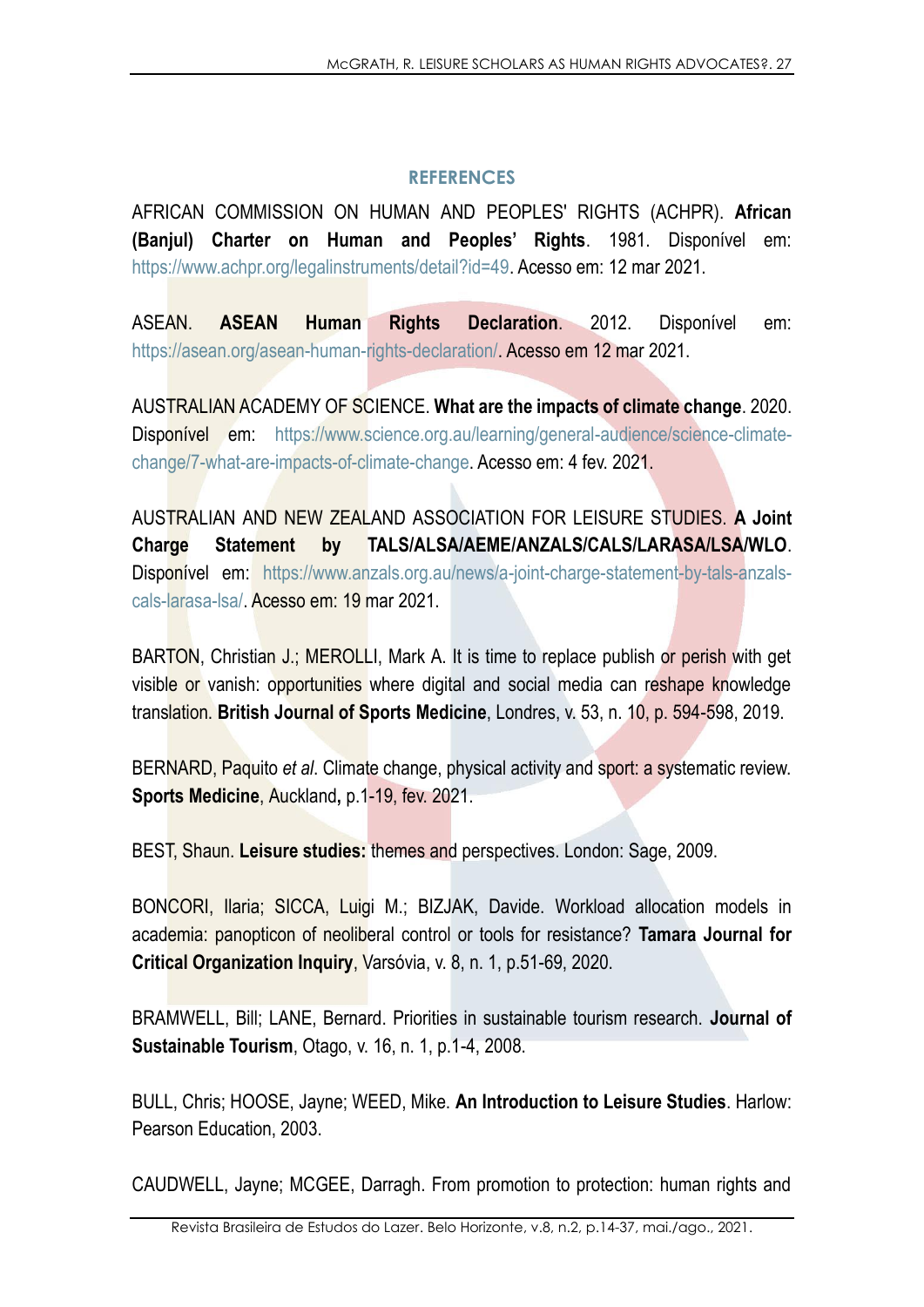## REFERENCES

AFRICAN COMMISSION ON HUMAN AND PEOPLES' RIGHTS (ACHPR). **African (Banjul) Charter on Human and Peoples' Rights**. 1981. Disponível em: https://www.achpr.org/legalinstruments/detail?id=49. Acesso em: 12 mar 2021.

ASEAN. **ASEAN Human Rights Declaration**. 2012. Disponível em: https://asean.org/asean-human-rights-declaration/. Acesso em 12 mar 2021.

AUSTRALIAN ACADEMY OF SCIENCE. **What are the impacts of climate change**. 2020. Disponível em: https://www.science.org.au/learning/general-audience/science-climate-change/7-what-are-impacts-of-climate-change. Acesso em: 4 fev. 2021.

AUSTRALIAN AND NEW ZEALAND ASSOCIATION FOR LEISURE STUDIES. **A Joint Charge Statement by TALS/ALSA/AEME/ANZALS/CALS/LARASA/LSA/WLO**. Disponível em: https://www.anzals.org.au/news/a-joint-charge-statement-by-tals-anzals-cals-larasa-lsa/. Acesso em: 19 mar 2021.

BARTON, Christian J.; MEROLLI, Mark A. It is time to replace publish or perish with get visible or vanish: opportunities where digital and social media can reshape knowledge translation. **British Journal of Sports Medicine**, Londres, v. 53, n. 10, p. 594-598, 2019.

BERNARD, Paquito *et al*. Climate change, physical activity and sport: a systematic review. **Sports Medicine**, Auckland**,** p.1-19, fev. 2021.

BEST, Shaun. **Leisure studies:** themes and perspectives. London: Sage, 2009.

BONCORI, Ilaria; SICCA, Luigi M.; BIZJAK, Davide. Workload allocation models in academia: panopticon of neoliberal control or tools for resistance? **Tamara Journal for Critical Organization Inquiry**, Varsóvia, v. 8, n. 1, p.51-69, 2020.

BRAMWELL, Bill; LANE, Bernard. Priorities in sustainable tourism research. **Journal of Sustainable Tourism**, Otago, v. 16, n. 1, p.1-4, 2008.

BULL, Chris; HOOSE, Jayne; WEED, Mike. **An Introduction to Leisure Studies**. Harlow: Pearson Education, 2003.

CAUDWELL, Jayne; MCGEE, Darragh. From promotion to protection: human rights and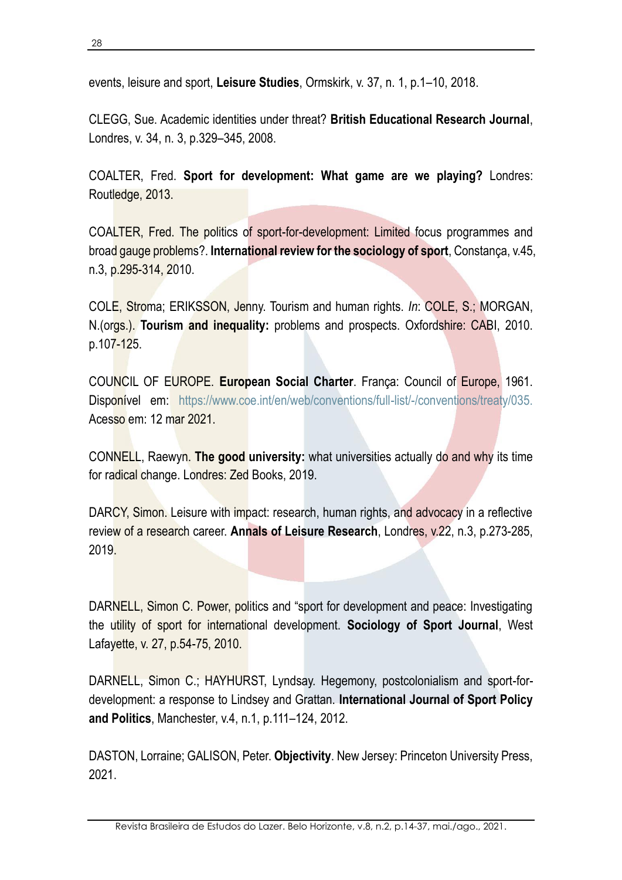events, leisure and sport, **Leisure Studies**, Ormskirk, v. 37, n. 1, p.1–10, 2018.

CLEGG, Sue. Academic identities under threat? **British Educational Research Journal**, Londres, v. 34, n. 3, p.329–345, 2008.

COALTER, Fred. **Sport for development: What game are we playing?** Londres: Routledge, 2013.

COALTER, Fred. The politics of sport-for-development: Limited focus programmes and broad gauge problems?. **International review for the sociology of sport**, Constança, v.45, n.3, p.295-314, 2010.

COLE, Stroma; ERIKSSON, Jenny. Tourism and human rights. *In*: COLE, S.; MORGAN, N.(orgs.). **Tourism and inequality:** problems and prospects. Oxfordshire: CABI, 2010. p.107-125.

COUNCIL OF EUROPE. **European Social Charter**. França: Council of Europe, 1961. Disponível em: https://www.coe.int/en/web/conventions/full-list/-/conventions/treaty/035. Acesso em: 12 mar 2021.

CONNELL, Raewyn. **The good university:** what universities actually do and why its time for radical change. Londres: Zed Books, 2019.

DARCY, Simon. Leisure with impact: research, human rights, and advocacy in a reflective review of a research career. **Annals of Leisure Research**, Londres, v.22, n.3, p.273-285, 2019.

DARNELL, Simon C. Power, politics and "sport for development and peace: Investigating the utility of sport for international development. **Sociology of Sport Journal**, West Lafayette, v. 27, p.54-75, 2010.

DARNELL, Simon C.; HAYHURST, Lyndsay. Hegemony, postcolonialism and sport-for-development: a response to Lindsey and Grattan. **International Journal of Sport Policy and Politics**, Manchester, v.4, n.1, p.111–124, 2012.

DASTON, Lorraine; GALISON, Peter. **Objectivity**. New Jersey: Princeton University Press, 2021.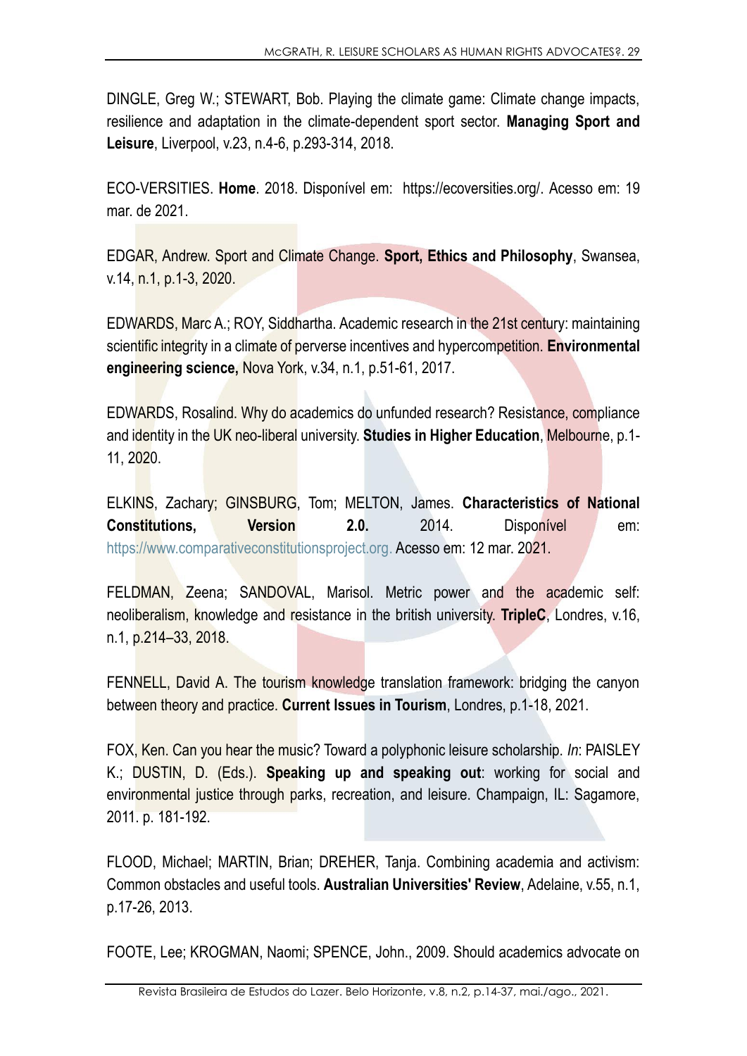DINGLE, Greg W.; STEWART, Bob. Playing the climate game: Climate change impacts, resilience and adaptation in the climate-dependent sport sector. **Managing Sport and Leisure**, Liverpool, v.23, n.4-6, p.293-314, 2018.

ECO-VERSITIES. **Home**. 2018. Disponível em: https://ecoversities.org/. Acesso em: 19 mar. de 2021.

EDGAR, Andrew. Sport and Climate Change. **Sport, Ethics and Philosophy**, Swansea, v.14, n.1, p.1-3, 2020.

EDWARDS, Marc A.; ROY, Siddhartha. Academic research in the 21st century: maintaining scientific integrity in a climate of perverse incentives and hypercompetition. **Environmental engineering science,** Nova York, v.34, n.1, p.51-61, 2017.

EDWARDS, Rosalind. Why do academics do unfunded research? Resistance, compliance and identity in the UK neo-liberal university. **Studies in Higher Education**, Melbourne, p.1-11, 2020.

ELKINS, Zachary; GINSBURG, Tom; MELTON, James. **Characteristics of National Constitutions, Version 2.0.** 2014. Disponível em: https://www.comparativeconstitutionsproject.org. Acesso em: 12 mar. 2021.

FELDMAN, Zeena; SANDOVAL, Marisol. Metric power and the academic self: neoliberalism, knowledge and resistance in the british university. **TripleC**, Londres, v.16, n.1, p.214–33, 2018.

FENNELL, David A. The tourism knowledge translation framework: bridging the canyon between theory and practice. **Current Issues in Tourism**, Londres, p.1-18, 2021.

FOX, Ken. Can you hear the music? Toward a polyphonic leisure scholarship. *In*: PAISLEY K.; DUSTIN, D. (Eds.). **Speaking up and speaking out**: working for social and environmental justice through parks, recreation, and leisure. Champaign, IL: Sagamore, 2011. p. 181-192.

FLOOD, Michael; MARTIN, Brian; DREHER, Tanja. Combining academia and activism: Common obstacles and useful tools. **Australian Universities' Review**, Adelaine, v.55, n.1, p.17-26, 2013.

FOOTE, Lee; KROGMAN, Naomi; SPENCE, John., 2009. Should academics advocate on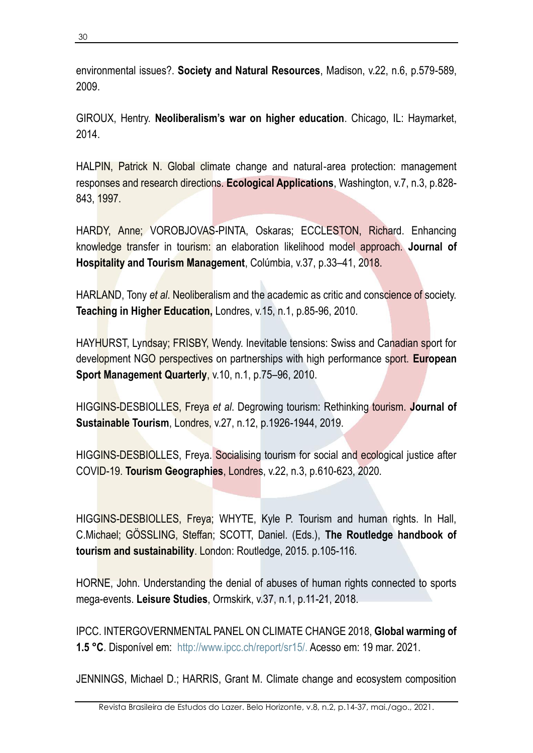environmental issues?. **Society and Natural Resources**, Madison, v.22, n.6, p.579-589, 2009.

GIROUX, Hentry. **Neoliberalism's war on higher education**. Chicago, IL: Haymarket, 2014.

HALPIN, Patrick N. Global climate change and natural-area protection: management responses and research directions. **Ecological Applications**, Washington, v.7, n.3, p.828-843, 1997.

HARDY, Anne; VOROBJOVAS-PINTA, Oskaras; ECCLESTON, Richard. Enhancing knowledge transfer in tourism: an elaboration likelihood model approach. **Journal of Hospitality and Tourism Management**, Colúmbia, v.37, p.33–41, 2018.

HARLAND, Tony *et al*. Neoliberalism and the academic as critic and conscience of society. **Teaching in Higher Education,** Londres, v.15, n.1, p.85-96, 2010.

HAYHURST, Lyndsay; FRISBY, Wendy. Inevitable tensions: Swiss and Canadian sport for development NGO perspectives on partnerships with high performance sport. **European Sport Management Quarterly**, v.10, n.1, p.75–96, 2010.

HIGGINS-DESBIOLLES, Freya *et al*. Degrowing tourism: Rethinking tourism. **Journal of Sustainable Tourism**, Londres, v.27, n.12, p.1926-1944, 2019.

HIGGINS-DESBIOLLES, Freya. Socialising tourism for social and ecological justice after COVID-19. **Tourism Geographies**, Londres, v.22, n.3, p.610-623, 2020.

HIGGINS-DESBIOLLES, Freya; WHYTE, Kyle P. Tourism and human rights. In Hall, C.Michael; GÖSSLING, Steffan; SCOTT, Daniel. (Eds.), **The Routledge handbook of tourism and sustainability**. London: Routledge, 2015. p.105-116.

HORNE, John. Understanding the denial of abuses of human rights connected to sports mega-events. **Leisure Studies**, Ormskirk, v.37, n.1, p.11-21, 2018.

IPCC. INTERGOVERNMENTAL PANEL ON CLIMATE CHANGE 2018, **Global warming of 1.5 °C**. Disponível em: http://www.ipcc.ch/report/sr15/. Acesso em: 19 mar. 2021.

JENNINGS, Michael D.; HARRIS, Grant M. Climate change and ecosystem composition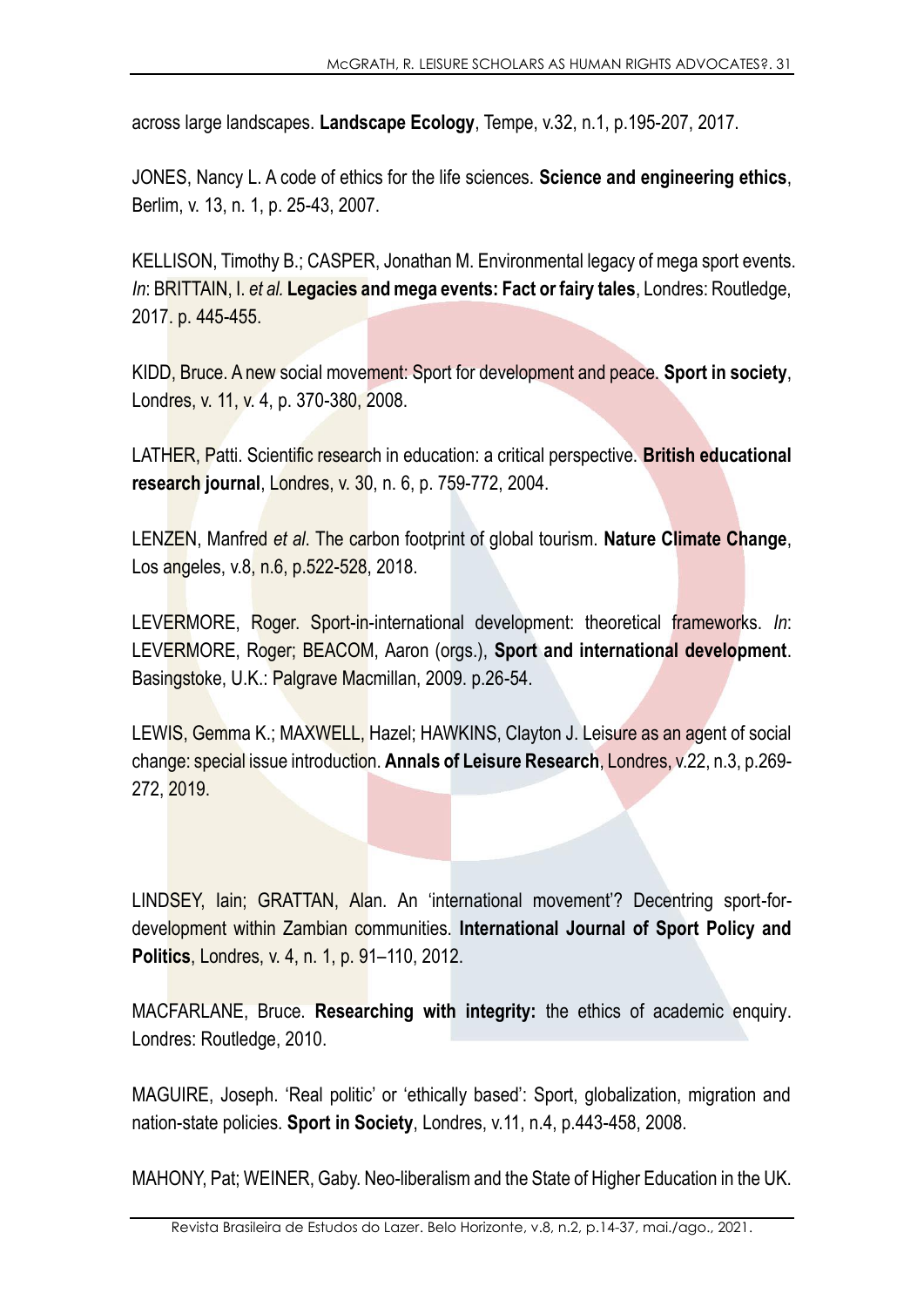across large landscapes. **Landscape Ecology**, Tempe, v.32, n.1, p.195-207, 2017.

JONES, Nancy L. A code of ethics for the life sciences. **Science and engineering ethics**, Berlim, v. 13, n. 1, p. 25-43, 2007.

KELLISON, Timothy B.; CASPER, Jonathan M. Environmental legacy of mega sport events. *In*: BRITTAIN, I. *et al.* **Legacies and mega events: Fact or fairy tales**, Londres: Routledge, 2017. p. 445-455.

KIDD, Bruce. A new social movement: Sport for development and peace. **Sport in society**, Londres, v. 11, v. 4, p. 370-380, 2008.

LATHER, Patti. Scientific research in education: a critical perspective. **British educational research journal**, Londres, v. 30, n. 6, p. 759-772, 2004.

LENZEN, Manfred *et al*. The carbon footprint of global tourism. **Nature Climate Change**, Los angeles, v.8, n.6, p.522-528, 2018.

LEVERMORE, Roger. Sport-in-international development: theoretical frameworks. *In*: LEVERMORE, Roger; BEACOM, Aaron (orgs.), **Sport and international development**. Basingstoke, U.K.: Palgrave Macmillan, 2009. p.26-54.

LEWIS, Gemma K.; MAXWELL, Hazel; HAWKINS, Clayton J. Leisure as an agent of social change: special issue introduction. **Annals of Leisure Research**, Londres, v.22, n.3, p.269-272, 2019.

LINDSEY, Iain; GRATTAN, Alan. An 'international movement'? Decentring sport-for-development within Zambian communities. **International Journal of Sport Policy and Politics**, Londres, v. 4, n. 1, p. 91–110, 2012.

MACFARLANE, Bruce. **Researching with integrity:** the ethics of academic enquiry. Londres: Routledge, 2010.

MAGUIRE, Joseph. 'Real politic' or 'ethically based': Sport, globalization, migration and nation-state policies. **Sport in Society**, Londres, v.11, n.4, p.443-458, 2008.

MAHONY, Pat; WEINER, Gaby. Neo-liberalism and the State of Higher Education in the UK.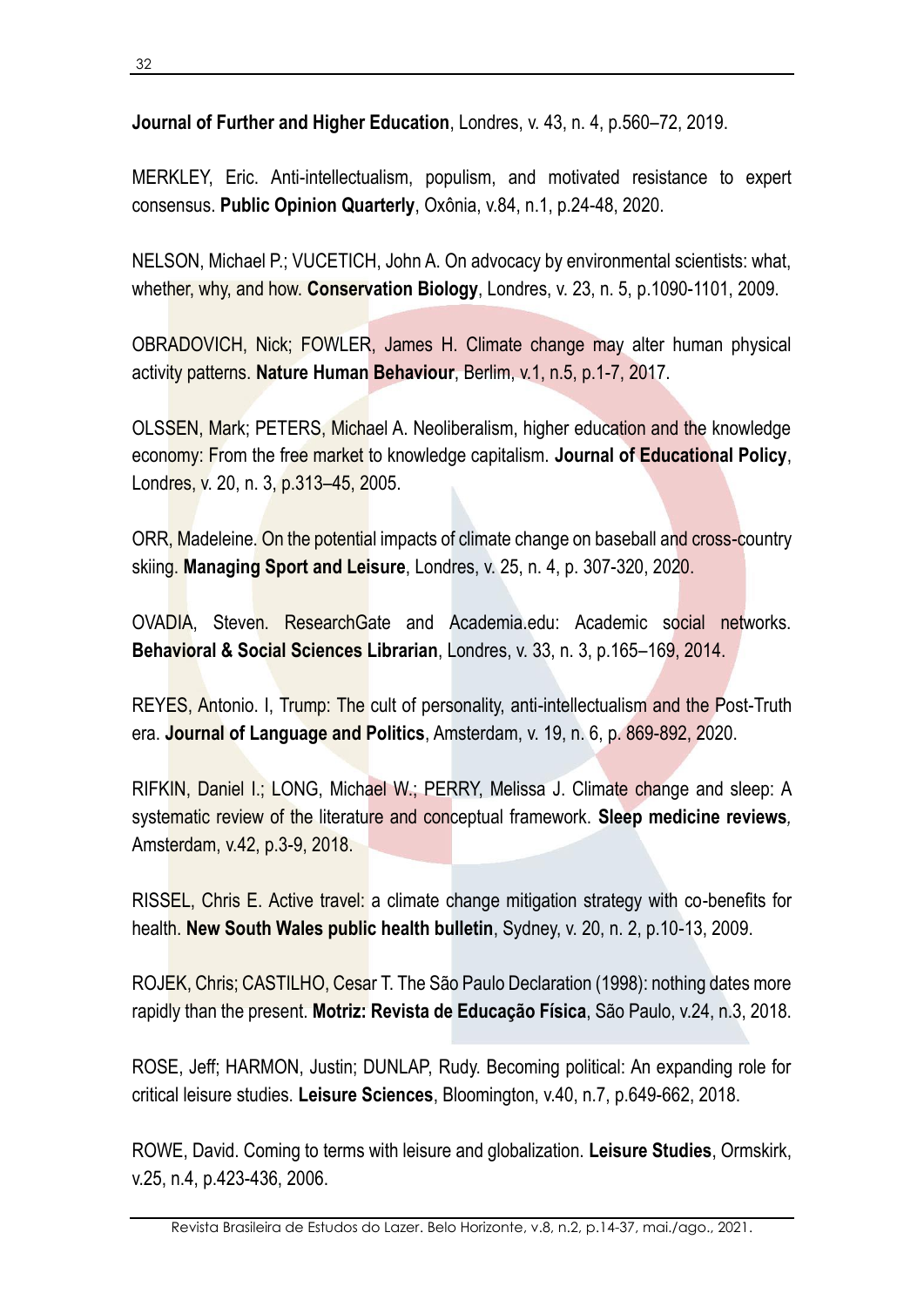**Journal of Further and Higher Education**, Londres, v. 43, n. 4, p.560–72, 2019.

MERKLEY, Eric. Anti-intellectualism, populism, and motivated resistance to expert consensus. **Public Opinion Quarterly**, Oxônia, v.84, n.1, p.24-48, 2020.

NELSON, Michael P.; VUCETICH, John A. On advocacy by environmental scientists: what, whether, why, and how. **Conservation Biology**, Londres, v. 23, n. 5, p.1090-1101, 2009.

OBRADOVICH, Nick; FOWLER, James H. Climate change may alter human physical activity patterns. **Nature Human Behaviour**, Berlim, v.1, n.5, p.1-7, 2017.

OLSSEN, Mark; PETERS, Michael A. Neoliberalism, higher education and the knowledge economy: From the free market to knowledge capitalism. **Journal of Educational Policy**, Londres, v. 20, n. 3, p.313–45, 2005.

ORR, Madeleine. On the potential impacts of climate change on baseball and cross-country skiing. **Managing Sport and Leisure**, Londres, v. 25, n. 4, p. 307-320, 2020.

OVADIA, Steven. ResearchGate and Academia.edu: Academic social networks. **Behavioral & Social Sciences Librarian**, Londres, v. 33, n. 3, p.165–169, 2014.

REYES, Antonio. I, Trump: The cult of personality, anti-intellectualism and the Post-Truth era. **Journal of Language and Politics**, Amsterdam, v. 19, n. 6, p. 869-892, 2020.

RIFKIN, Daniel I.; LONG, Michael W.; PERRY, Melissa J. Climate change and sleep: A systematic review of the literature and conceptual framework. **Sleep medicine reviews**, Amsterdam, v.42, p.3-9, 2018.

RISSEL, Chris E. Active travel: a climate change mitigation strategy with co-benefits for health. **New South Wales public health bulletin**, Sydney, v. 20, n. 2, p.10-13, 2009.

ROJEK, Chris; CASTILHO, Cesar T. The São Paulo Declaration (1998): nothing dates more rapidly than the present. **Motriz: Revista de Educação Física**, São Paulo, v.24, n.3, 2018.

ROSE, Jeff; HARMON, Justin; DUNLAP, Rudy. Becoming political: An expanding role for critical leisure studies. **Leisure Sciences**, Bloomington, v.40, n.7, p.649-662, 2018.

ROWE, David. Coming to terms with leisure and globalization. **Leisure Studies**, Ormskirk, v.25, n.4, p.423-436, 2006.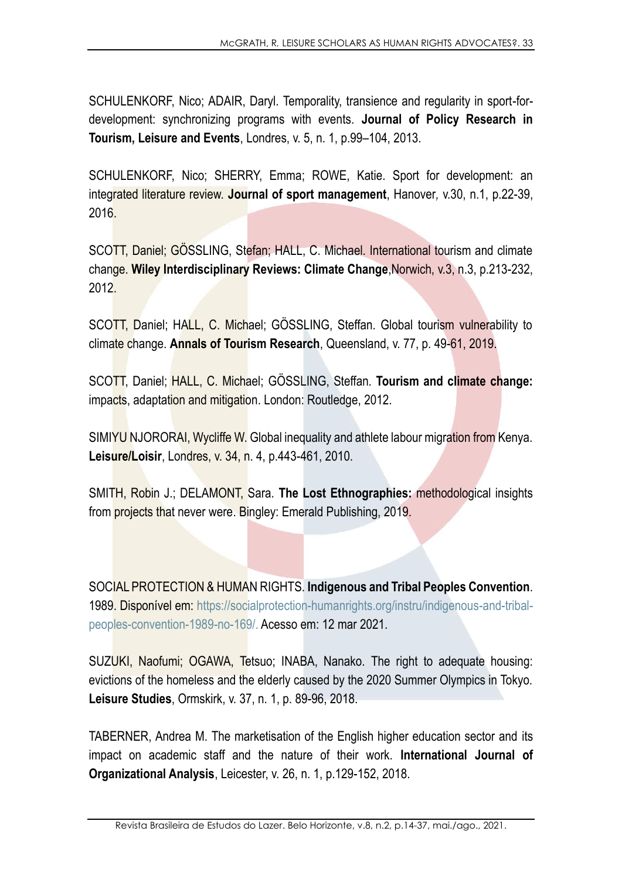SCHULENKORF, Nico; ADAIR, Daryl. Temporality, transience and regularity in sport-for-development: synchronizing programs with events. **Journal of Policy Research in Tourism, Leisure and Events**, Londres, v. 5, n. 1, p.99–104, 2013.

SCHULENKORF, Nico; SHERRY, Emma; ROWE, Katie. Sport for development: an integrated literature review. **Journal of sport management**, Hanover, v.30, n.1, p.22-39, 2016.

SCOTT, Daniel; GÖSSLING, Stefan; HALL, C. Michael. International tourism and climate change. **Wiley Interdisciplinary Reviews: Climate Change**,Norwich, v.3, n.3, p.213-232, 2012.

SCOTT, Daniel; HALL, C. Michael; GÖSSLING, Steffan. Global tourism vulnerability to climate change. **Annals of Tourism Research**, Queensland, v. 77, p. 49-61, 2019.

SCOTT, Daniel; HALL, C. Michael; GÖSSLING, Steffan. **Tourism and climate change:** impacts, adaptation and mitigation. London: Routledge, 2012.

SIMIYU NJORORAI, Wycliffe W. Global inequality and athlete labour migration from Kenya. **Leisure/Loisir**, Londres, v. 34, n. 4, p.443-461, 2010.

SMITH, Robin J.; DELAMONT, Sara. **The Lost Ethnographies:** methodological insights from projects that never were. Bingley: Emerald Publishing, 2019.

SOCIAL PROTECTION & HUMAN RIGHTS. **Indigenous and Tribal Peoples Convention**. 1989. Disponível em: https://socialprotection-humanrights.org/instru/indigenous-and-tribal-peoples-convention-1989-no-169/. Acesso em: 12 mar 2021.

SUZUKI, Naofumi; OGAWA, Tetsuo; INABA, Nanako. The right to adequate housing: evictions of the homeless and the elderly caused by the 2020 Summer Olympics in Tokyo. **Leisure Studies**, Ormskirk, v. 37, n. 1, p. 89-96, 2018.

TABERNER, Andrea M. The marketisation of the English higher education sector and its impact on academic staff and the nature of their work. **International Journal of Organizational Analysis**, Leicester, v. 26, n. 1, p.129-152, 2018.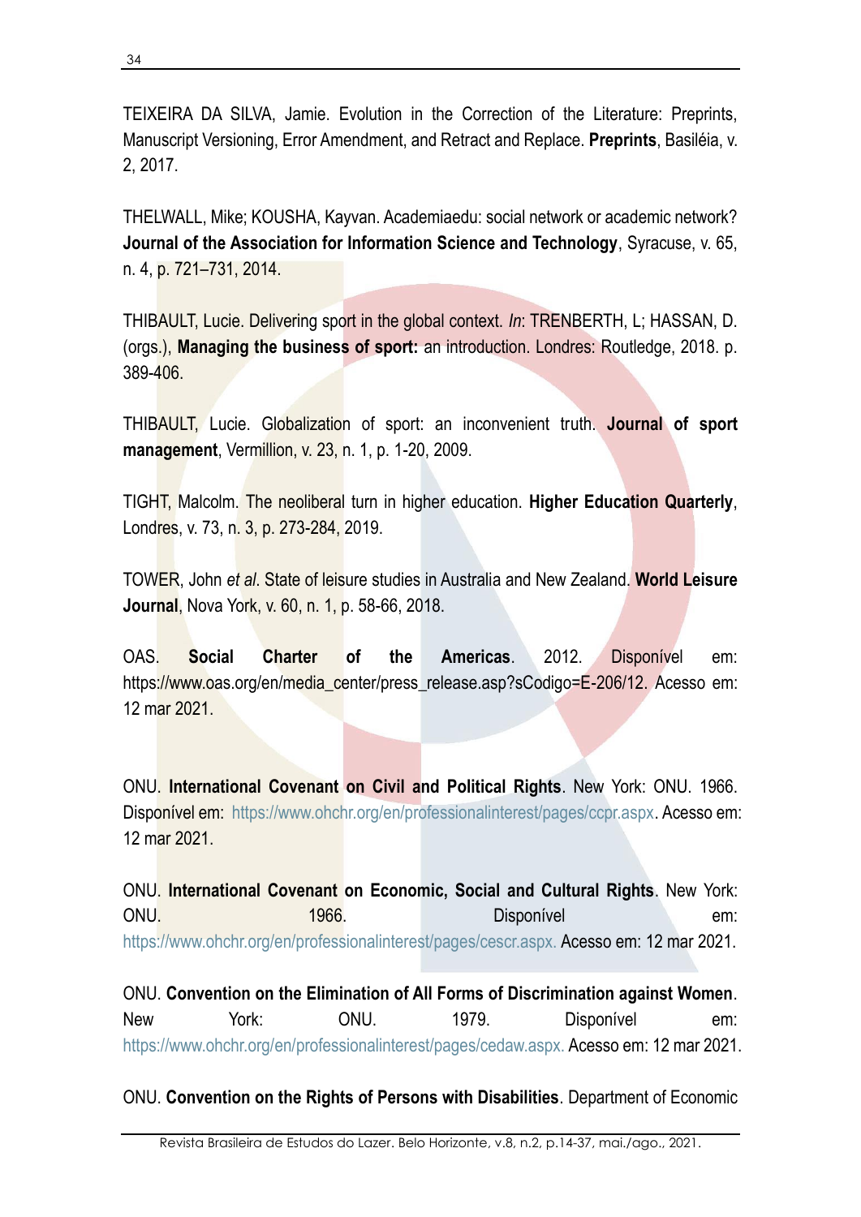TEIXEIRA DA SILVA, Jamie. Evolution in the Correction of the Literature: Preprints, Manuscript Versioning, Error Amendment, and Retract and Replace. **Preprints**, Basiléia, v. 2, 2017.

THELWALL, Mike; KOUSHA, Kayvan. Academiaedu: social network or academic network? **Journal of the Association for Information Science and Technology**, Syracuse, v. 65, n. 4, p. 721–731, 2014.

THIBAULT, Lucie. Delivering sport in the global context. *In*: TRENBERTH, L; HASSAN, D. (orgs.), **Managing the business of sport:** an introduction. Londres: Routledge, 2018. p. 389-406.

THIBAULT, Lucie. Globalization of sport: an inconvenient truth. **Journal of sport management**, Vermillion, v. 23, n. 1, p. 1-20, 2009.

TIGHT, Malcolm. The neoliberal turn in higher education. **Higher Education Quarterly**, Londres, v. 73, n. 3, p. 273-284, 2019.

TOWER, John *et al*. State of leisure studies in Australia and New Zealand. **World Leisure Journal**, Nova York, v. 60, n. 1, p. 58-66, 2018.

OAS. **Social Charter of the Americas**. 2012. Disponível em: https://www.oas.org/en/media_center/press_release.asp?sCodigo=E-206/12. Acesso em: 12 mar 2021.

ONU. **International Covenant on Civil and Political Rights**. New York: ONU. 1966. Disponível em: https://www.ohchr.org/en/professionalinterest/pages/ccpr.aspx. Acesso em: 12 mar 2021.

ONU. **International Covenant on Economic, Social and Cultural Rights**. New York: ONU. 1966. Disponível em: https://www.ohchr.org/en/professionalinterest/pages/cescr.aspx. Acesso em: 12 mar 2021.

ONU. **Convention on the Elimination of All Forms of Discrimination against Women**. New York: ONU. 1979. Disponível em: https://www.ohchr.org/en/professionalinterest/pages/cedaw.aspx. Acesso em: 12 mar 2021.

ONU. **Convention on the Rights of Persons with Disabilities**. Department of Economic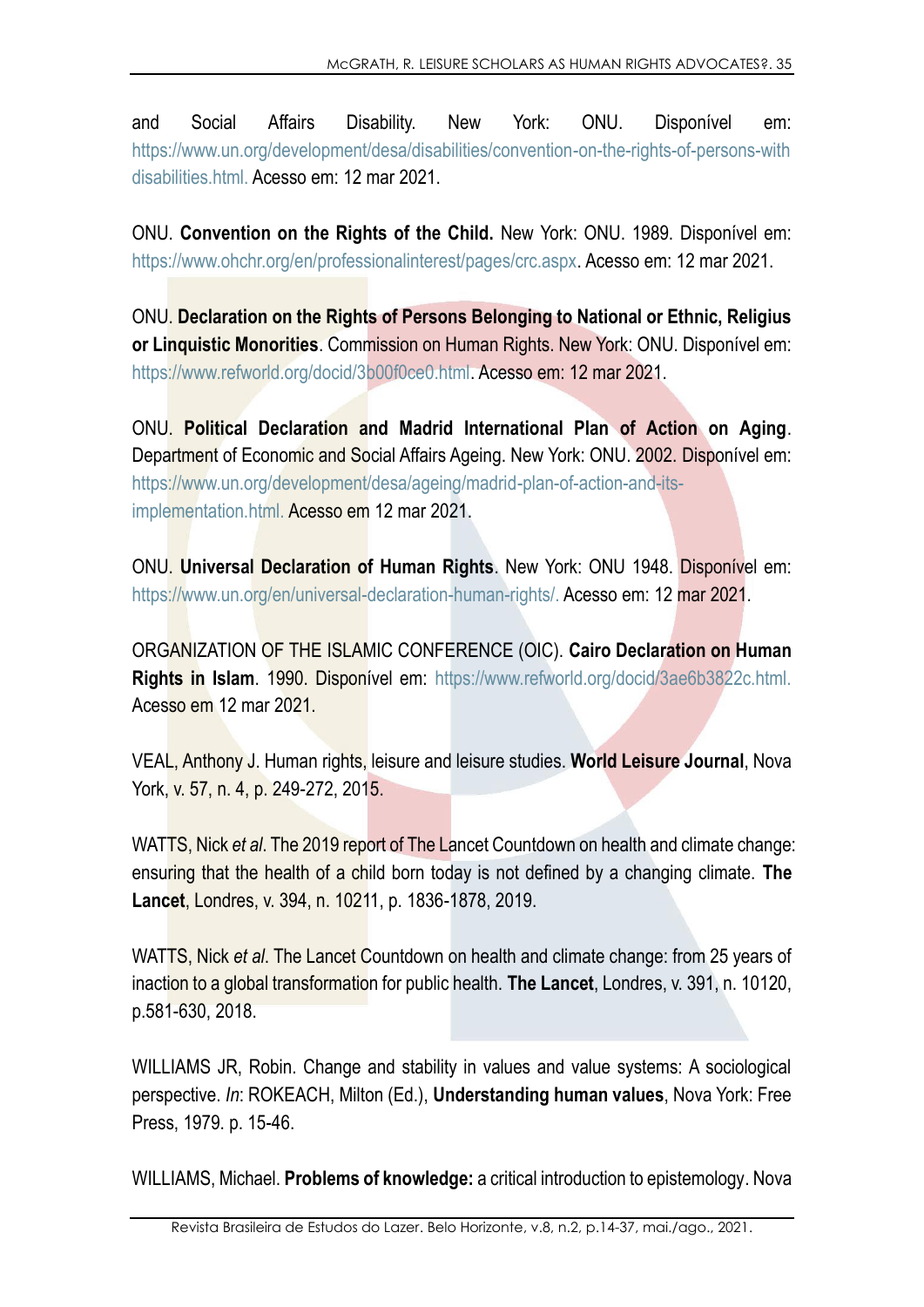and Social Affairs Disability. New York: ONU. Disponível em: https://www.un.org/development/desa/disabilities/convention-on-the-rights-of-persons-with disabilities.html. Acesso em: 12 mar 2021.

ONU. **Convention on the Rights of the Child.** New York: ONU. 1989. Disponível em: https://www.ohchr.org/en/professionalinterest/pages/crc.aspx. Acesso em: 12 mar 2021.

ONU. **Declaration on the Rights of Persons Belonging to National or Ethnic, Religius or Linquistic Monorities**. Commission on Human Rights. New York: ONU. Disponível em: https://www.refworld.org/docid/3b00f0ce0.html. Acesso em: 12 mar 2021.

ONU. **Political Declaration and Madrid International Plan of Action on Aging**. Department of Economic and Social Affairs Ageing. New York: ONU. 2002. Disponível em: https://www.un.org/development/desa/ageing/madrid-plan-of-action-and-its-implementation.html. Acesso em 12 mar 2021.

ONU. **Universal Declaration of Human Rights**. New York: ONU 1948. Disponível em: https://www.un.org/en/universal-declaration-human-rights/. Acesso em: 12 mar 2021.

ORGANIZATION OF THE ISLAMIC CONFERENCE (OIC). **Cairo Declaration on Human Rights in Islam**. 1990. Disponível em: https://www.refworld.org/docid/3ae6b3822c.html. Acesso em 12 mar 2021.

VEAL, Anthony J. Human rights, leisure and leisure studies. **World Leisure Journal**, Nova York, v. 57, n. 4, p. 249-272, 2015.

WATTS, Nick *et al*. The 2019 report of The Lancet Countdown on health and climate change: ensuring that the health of a child born today is not defined by a changing climate. **The Lancet**, Londres, v. 394, n. 10211, p. 1836-1878, 2019.

WATTS, Nick *et al*. The Lancet Countdown on health and climate change: from 25 years of inaction to a global transformation for public health. **The Lancet**, Londres, v. 391, n. 10120, p.581-630, 2018.

WILLIAMS JR, Robin. Change and stability in values and value systems: A sociological perspective. *In*: ROKEACH, Milton (Ed.), **Understanding human values**, Nova York: Free Press, 1979. p. 15-46.

WILLIAMS, Michael. **Problems of knowledge:** a critical introduction to epistemology. Nova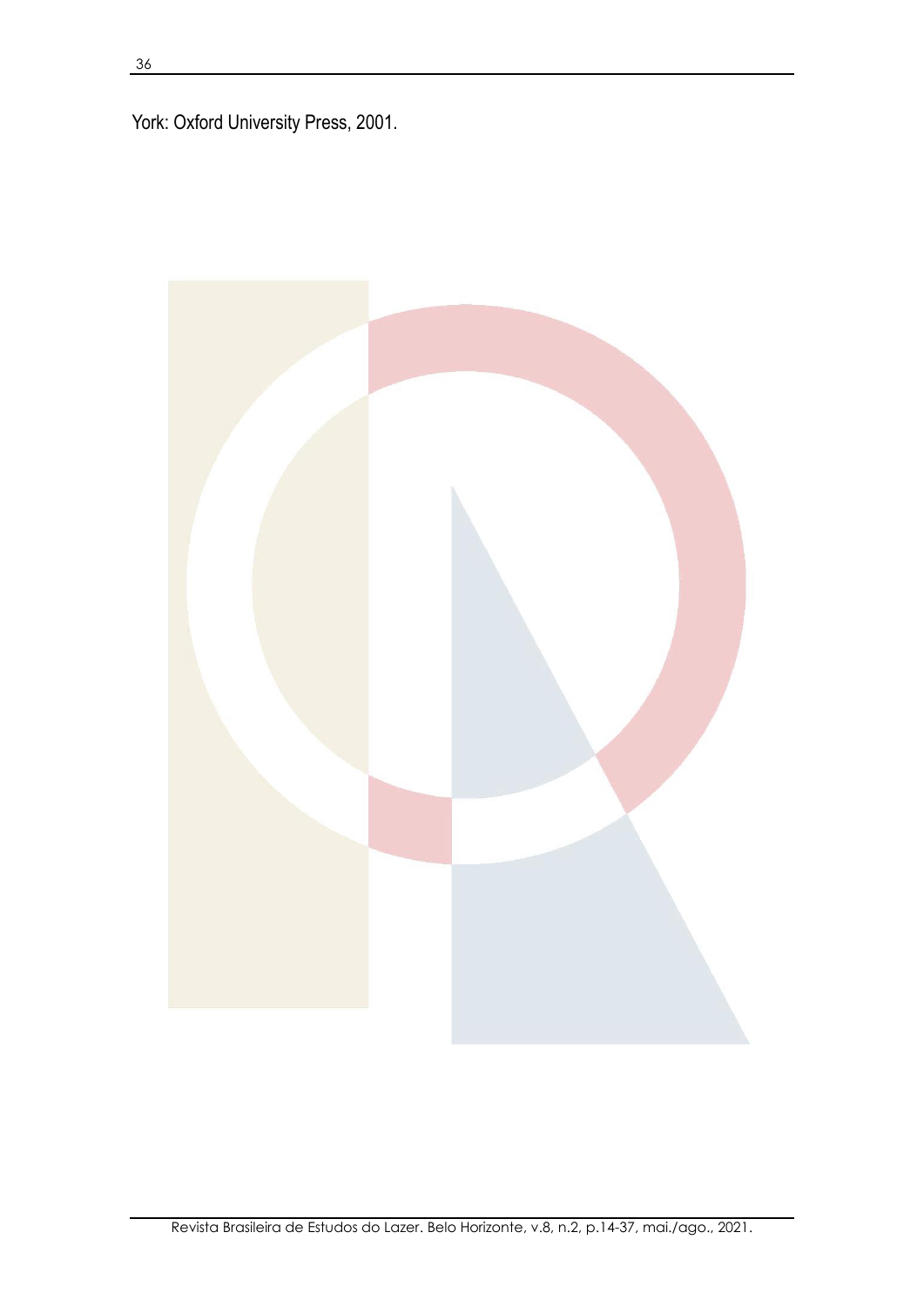York: Oxford University Press, 2001.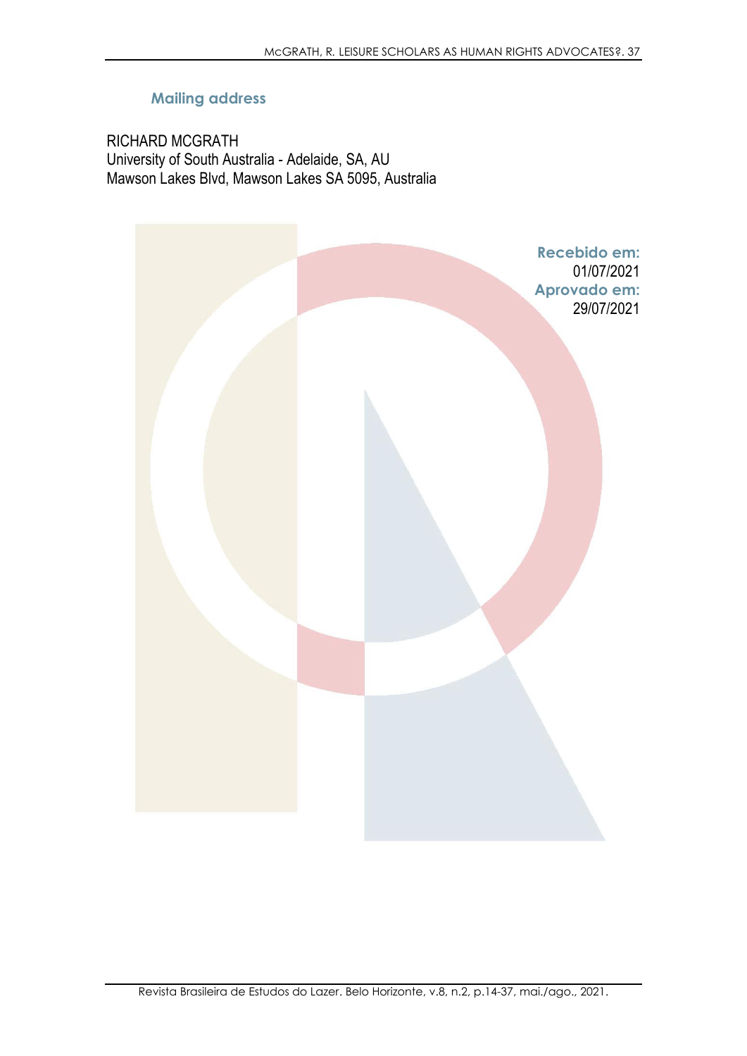### Mailing address

RICHARD MCGRATH
University of South Australia - Adelaide, SA, AU
Mawson Lakes Blvd, Mawson Lakes SA 5095, Australia

**Recebido em:**
01/07/2021
**Aprovado em:**
29/07/2021